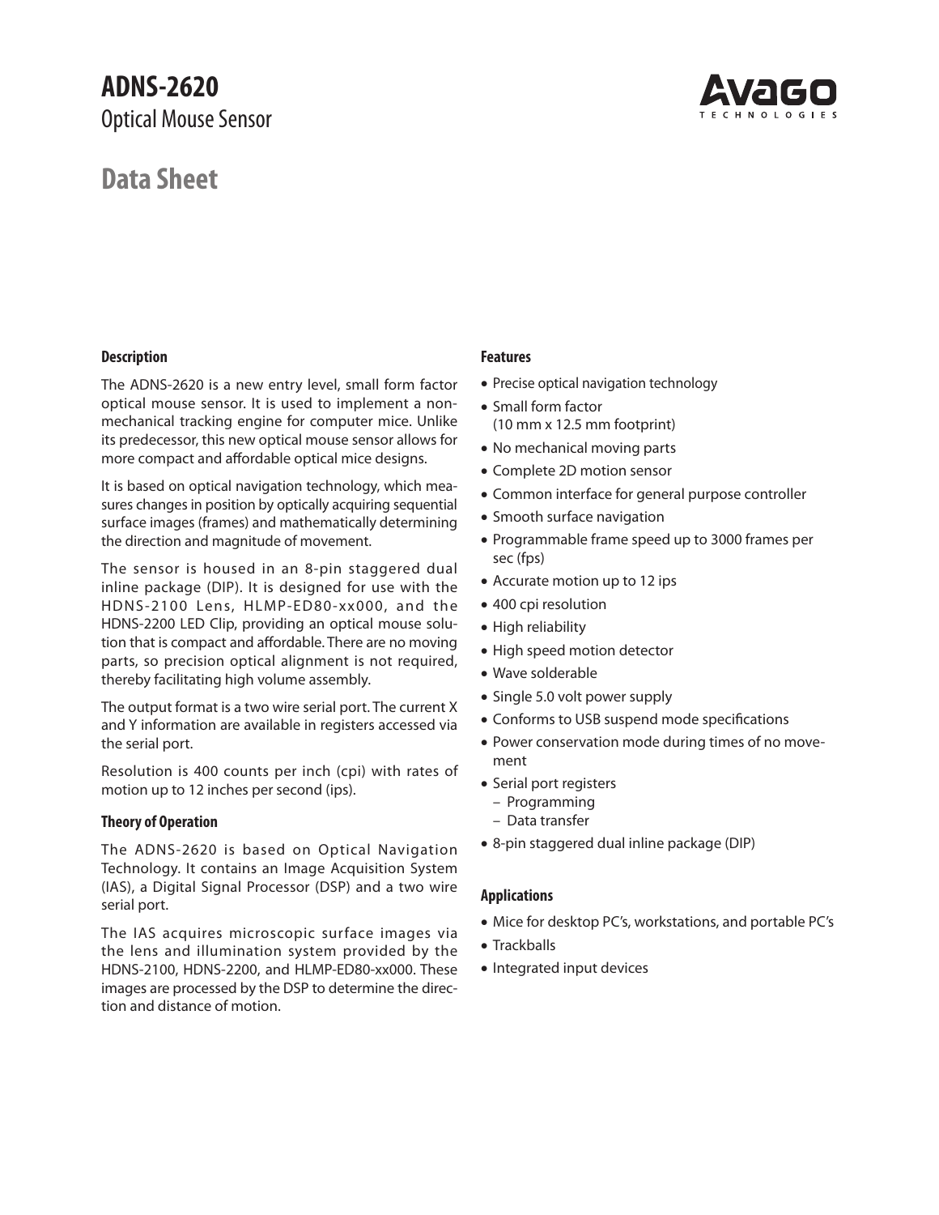# ADNS-2620

Optical Mouse Sensor

## Data Sheet

### Description

The ADNS-2620 is a new entry level, small form factor optical mouse sensor. It is used to implement a non-mechanical tracking engine for computer mice. Unlike its predecessor, this new optical mouse sensor allows for more compact and affordable optical mice designs.

It is based on optical navigation technology, which measures changes in position by optically acquiring sequential surface images (frames) and mathematically determining the direction and magnitude of movement.

The sensor is housed in an 8-pin staggered dual inline package (DIP). It is designed for use with the HDNS-2100 Lens, HLMP-ED80-xx000, and the HDNS-2200 LED Clip, providing an optical mouse solution that is compact and affordable. There are no moving parts, so precision optical alignment is not required, thereby facilitating high volume assembly.

The output format is a two wire serial port. The current X and Y information are available in registers accessed via the serial port.

Resolution is 400 counts per inch (cpi) with rates of motion up to 12 inches per second (ips).

### Theory of Operation

The ADNS-2620 is based on Optical Navigation Technology. It contains an Image Acquisition System (IAS), a Digital Signal Processor (DSP) and a two wire serial port.

The IAS acquires microscopic surface images via the lens and illumination system provided by the HDNS-2100, HDNS-2200, and HLMP-ED80-xx000. These images are processed by the DSP to determine the direction and distance of motion.

### Features

- Precise optical navigation technology
- Small form factor (10 mm x 12.5 mm footprint)
- No mechanical moving parts
- Complete 2D motion sensor
- Common interface for general purpose controller
- Smooth surface navigation
- Programmable frame speed up to 3000 frames per sec (fps)
- Accurate motion up to 12 ips
- 400 cpi resolution
- High reliability
- High speed motion detector
- Wave solderable
- Single 5.0 volt power supply
- Conforms to USB suspend mode specifications
- Power conservation mode during times of no movement
- Serial port registers
  - Programming
  - Data transfer
- 8-pin staggered dual inline package (DIP)

### Applications

- Mice for desktop PC's, workstations, and portable PC's
- Trackballs
- Integrated input devices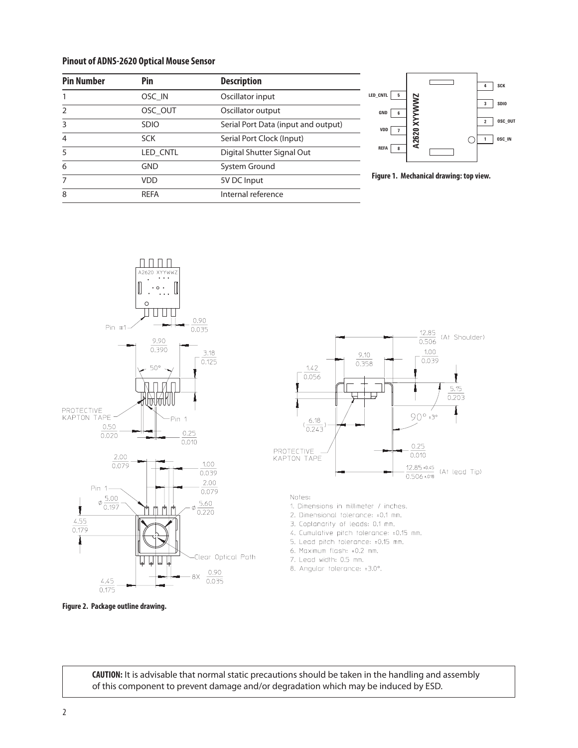### Pinout of ADNS-2620 Optical Mouse Sensor

| Pin Number | Pin | Description |
|---|---|---|
| 1 | OSC_IN | Oscillator input |
| 2 | OSC_OUT | Oscillator output |
| 3 | SDIO | Serial Port Data (input and output) |
| 4 | SCK | Serial Port Clock (Input) |
| 5 | LED_CNTL | Digital Shutter Signal Out |
| 6 | GND | System Ground |
| 7 | VDD | 5V DC Input |
| 8 | REFA | Internal reference |

**Figure 1. Mechanical drawing: top view.**

Notes:
1. Dimensions in millimeter / inches.
2. Dimensional tolerance: ±0.1 mm.
3. Coplanarity of leads: 0.1 mm.
4. Cumulative pitch tolerance: ±0.15 mm.
5. Lead pitch tolerance: ±0.15 mm.
6. Maximum flash: +0.2 mm.
7. Lead width: 0.5 mm.
8. Angular tolerance: ±3.0°.

**Figure 2. Package outline drawing.**

**CAUTION:** It is advisable that normal static precautions should be taken in the handling and assembly of this component to prevent damage and/or degradation which may be induced by ESD.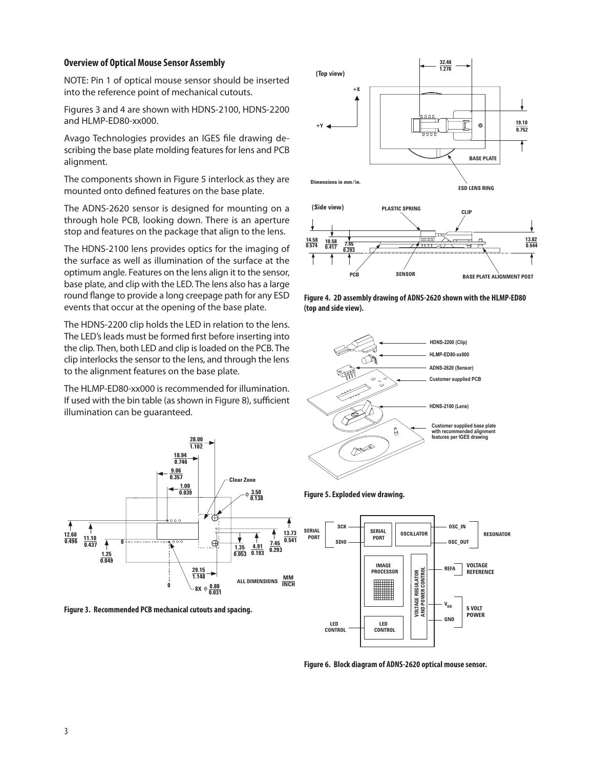## Overview of Optical Mouse Sensor Assembly

NOTE: Pin 1 of optical mouse sensor should be inserted into the reference point of mechanical cutouts.

Figures 3 and 4 are shown with HDNS-2100, HDNS-2200 and HLMP-ED80-xx000.

Avago Technologies provides an IGES file drawing describing the base plate molding features for lens and PCB alignment.

The components shown in Figure 5 interlock as they are mounted onto defined features on the base plate.

The ADNS-2620 sensor is designed for mounting on a through hole PCB, looking down. There is an aperture stop and features on the package that align to the lens.

The HDNS-2100 lens provides optics for the imaging of the surface as well as illumination of the surface at the optimum angle. Features on the lens align it to the sensor, base plate, and clip with the LED. The lens also has a large round flange to provide a long creepage path for any ESD events that occur at the opening of the base plate.

The HDNS-2200 clip holds the LED in relation to the lens. The LED's leads must be formed first before inserting into the clip. Then, both LED and clip is loaded on the PCB. The clip interlocks the sensor to the lens, and through the lens to the alignment features on the base plate.

The HLMP-ED80-xx000 is recommended for illumination. If used with the bin table (as shown in Figure 8), sufficient illumination can be guaranteed.

**Figure 3. Recommended PCB mechanical cutouts and spacing.**

**Figure 4. 2D assembly drawing of ADNS-2620 shown with the HLMP-ED80 (top and side view).**

**Figure 5. Exploded view drawing.**

**Figure 6. Block diagram of ADNS-2620 optical mouse sensor.**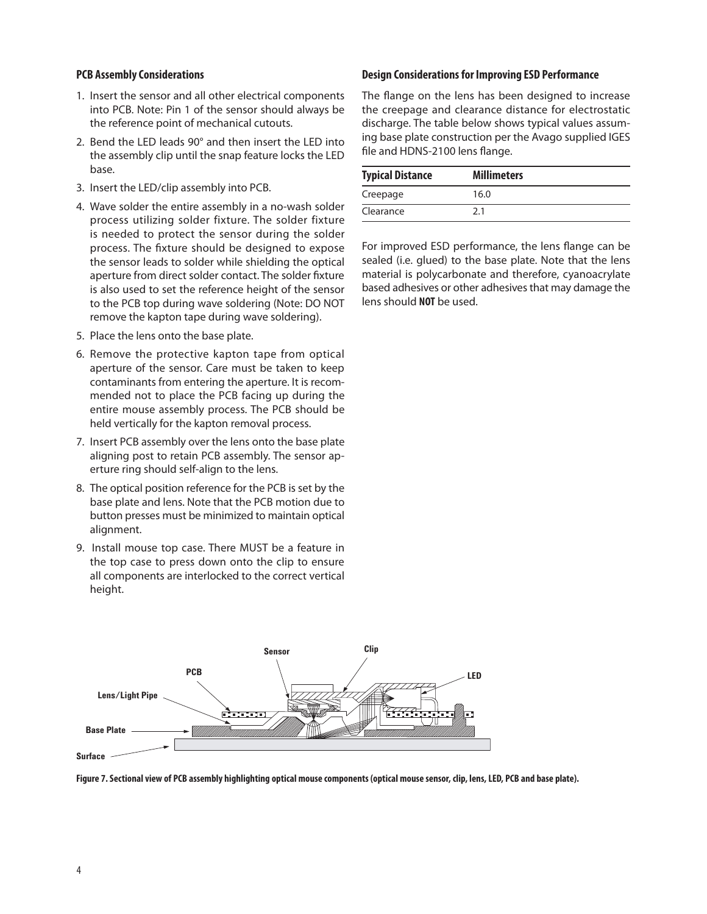### PCB Assembly Considerations

1. Insert the sensor and all other electrical components into PCB. Note: Pin 1 of the sensor should always be the reference point of mechanical cutouts.
2. Bend the LED leads 90° and then insert the LED into the assembly clip until the snap feature locks the LED base.
3. Insert the LED/clip assembly into PCB.
4. Wave solder the entire assembly in a no-wash solder process utilizing solder fixture. The solder fixture is needed to protect the sensor during the solder process. The fixture should be designed to expose the sensor leads to solder while shielding the optical aperture from direct solder contact. The solder fixture is also used to set the reference height of the sensor to the PCB top during wave soldering (Note: DO NOT remove the kapton tape during wave soldering).
5. Place the lens onto the base plate.
6. Remove the protective kapton tape from optical aperture of the sensor. Care must be taken to keep contaminants from entering the aperture. It is recommended not to place the PCB facing up during the entire mouse assembly process. The PCB should be held vertically for the kapton removal process.
7. Insert PCB assembly over the lens onto the base plate aligning post to retain PCB assembly. The sensor aperture ring should self-align to the lens.
8. The optical position reference for the PCB is set by the base plate and lens. Note that the PCB motion due to button presses must be minimized to maintain optical alignment.
9. Install mouse top case. There MUST be a feature in the top case to press down onto the clip to ensure all components are interlocked to the correct vertical height.

### Design Considerations for Improving ESD Performance

The flange on the lens has been designed to increase the creepage and clearance distance for electrostatic discharge. The table below shows typical values assuming base plate construction per the Avago supplied IGES file and HDNS-2100 lens flange.

| Typical Distance | Millimeters |
|---|---|
| Creepage | 16.0 |
| Clearance | 2.1 |

For improved ESD performance, the lens flange can be sealed (i.e. glued) to the base plate. Note that the lens material is polycarbonate and therefore, cyanoacrylate based adhesives or other adhesives that may damage the lens should **NOT** be used.

**Figure 7. Sectional view of PCB assembly highlighting optical mouse components (optical mouse sensor, clip, lens, LED, PCB and base plate).**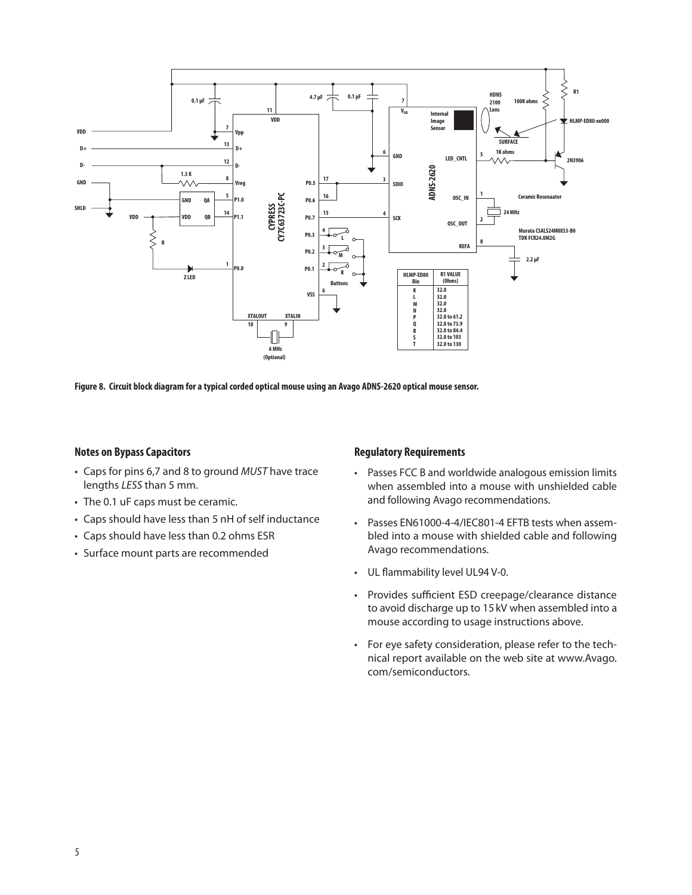| HLMP-ED80 Bin | R1 VALUE (Ohms) |
|---|---|
| K | 32.0 |
| L | 32.0 |
| M | 32.0 |
| N | 32.0 |
| P | 32.0 to 61.2 |
| Q | 32.0 to 73.9 |
| R | 32.0 to 84.4 |
| S | 32.0 to 103 |
| T | 32.0 to 130 |

**Figure 8. Circuit block diagram for a typical corded optical mouse using an Avago ADNS-2620 optical mouse sensor.**

### Notes on Bypass Capacitors

- Caps for pins 6,7 and 8 to ground *MUST* have trace lengths *LESS* than 5 mm.
- The 0.1 uF caps must be ceramic.
- Caps should have less than 5 nH of self inductance
- Caps should have less than 0.2 ohms ESR
- Surface mount parts are recommended

### Regulatory Requirements

- Passes FCC B and worldwide analogous emission limits when assembled into a mouse with unshielded cable and following Avago recommendations.
- Passes EN61000-4-4/IEC801-4 EFTB tests when assembled into a mouse with shielded cable and following Avago recommendations.
- UL flammability level UL94 V-0.
- Provides sufficient ESD creepage/clearance distance to avoid discharge up to 15 kV when assembled into a mouse according to usage instructions above.
- For eye safety consideration, please refer to the technical report available on the web site at www.Avago.com/semiconductors.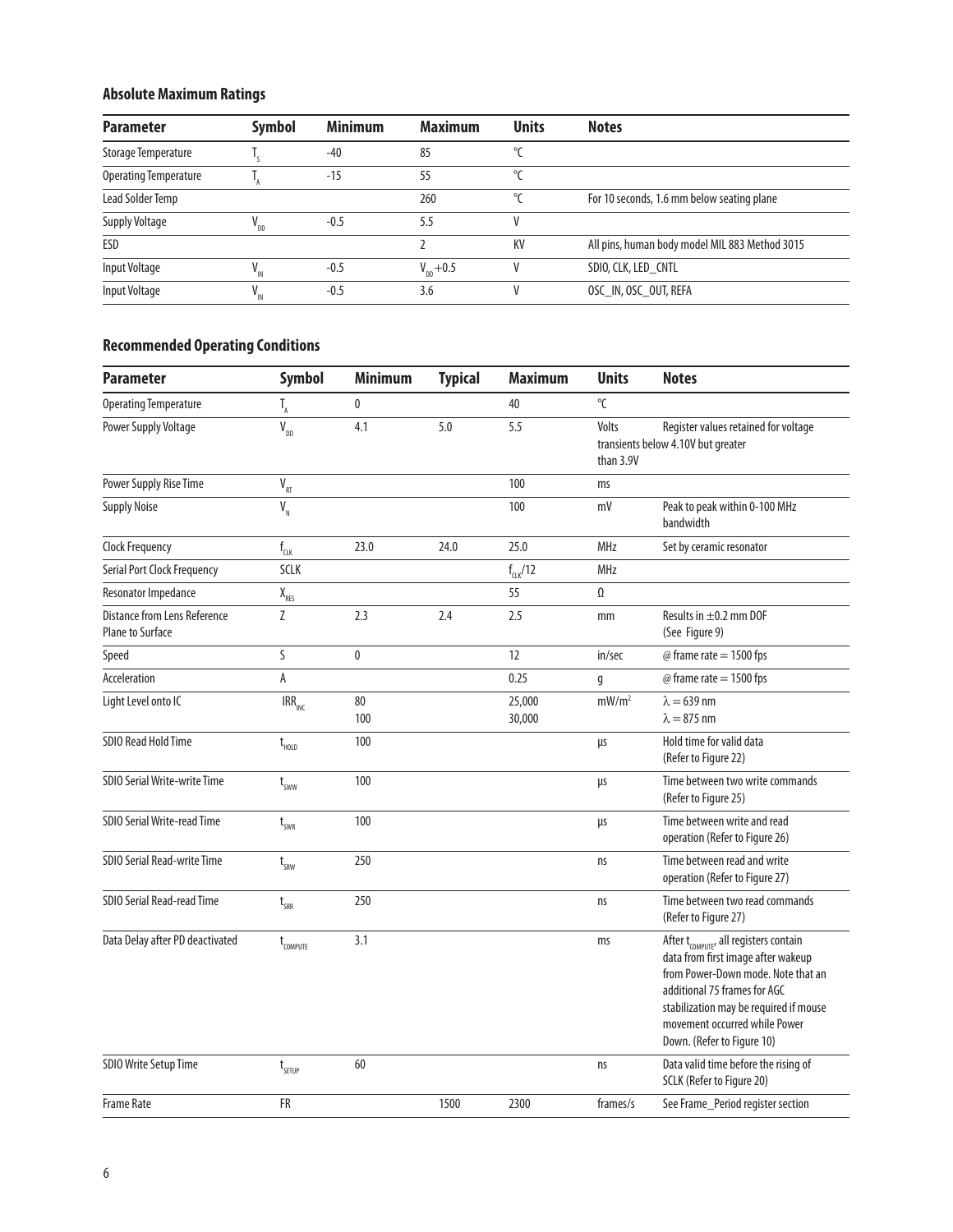### Absolute Maximum Ratings

| Parameter | Symbol | Minimum | Maximum | Units | Notes |
|---|---|---|---|---|---|
| Storage Temperature | $T_S$ | -40 | 85 | °C | |
| Operating Temperature | $T_A$ | -15 | 55 | °C | |
| Lead Solder Temp | | | 260 | °C | For 10 seconds, 1.6 mm below seating plane |
| Supply Voltage | $V_{DD}$ | -0.5 | 5.5 | V | |
| ESD | | | 2 | KV | All pins, human body model MIL 883 Method 3015 |
| Input Voltage | $V_{IN}$ | -0.5 | $V_{DD}+0.5$ | V | SDIO, CLK, LED_CNTL |
| Input Voltage | $V_{IN}$ | -0.5 | 3.6 | V | OSC_IN, OSC_OUT, REFA |

### Recommended Operating Conditions

| Parameter | Symbol | Minimum | Typical | Maximum | Units | Notes |
|---|---|---|---|---|---|---|
| Operating Temperature | $T_A$ | 0 | | 40 | °C | |
| Power Supply Voltage | $V_{DD}$ | 4.1 | 5.0 | 5.5 | Volts | Register values retained for voltage transients below 4.10V but greater than 3.9V |
| Power Supply Rise Time | $V_{RT}$ | | | 100 | ms | |
| Supply Noise | $V_N$ | | | 100 | mV | Peak to peak within 0-100 MHz bandwidth |
| Clock Frequency | $f_{CLK}$ | 23.0 | 24.0 | 25.0 | MHz | Set by ceramic resonator |
| Serial Port Clock Frequency | SCLK | | | $f_{CLK}/12$ | MHz | |
| Resonator Impedance | $X_{RES}$ | | | 55 | Ω | |
| Distance from Lens Reference Plane to Surface | Z | 2.3 | 2.4 | 2.5 | mm | Results in ±0.2 mm DOF (See Figure 9) |
| Speed | S | 0 | | 12 | in/sec | @ frame rate = 1500 fps |
| Acceleration | A | | | 0.25 | g | @ frame rate = 1500 fps |
| Light Level onto IC | $IRR_{INC}$ | 80<br>100 | | 25,000<br>30,000 | $mW/m^2$ | $\lambda = 639$ nm<br>$\lambda = 875$ nm |
| SDIO Read Hold Time | $t_{HOLD}$ | 100 | | | μs | Hold time for valid data (Refer to Figure 22) |
| SDIO Serial Write-write Time | $t_{SWW}$ | 100 | | | μs | Time between two write commands (Refer to Figure 25) |
| SDIO Serial Write-read Time | $t_{SWR}$ | 100 | | | μs | Time between write and read operation (Refer to Figure 26) |
| SDIO Serial Read-write Time | $t_{SRW}$ | 250 | | | ns | Time between read and write operation (Refer to Figure 27) |
| SDIO Serial Read-read Time | $t_{SRR}$ | 250 | | | ns | Time between two read commands (Refer to Figure 27) |
| Data Delay after PD deactivated | $t_{COMPUTE}$ | 3.1 | | | ms | After $t_{COMPUTE}$, all registers contain data from first image after wakeup from Power-Down mode. Note that an additional 75 frames for AGC stabilization may be required if mouse movement occurred while Power Down. (Refer to Figure 10) |
| SDIO Write Setup Time | $t_{SETUP}$ | 60 | | | ns | Data valid time before the rising of SCLK (Refer to Figure 20) |
| Frame Rate | FR | | 1500 | 2300 | frames/s | See Frame_Period register section |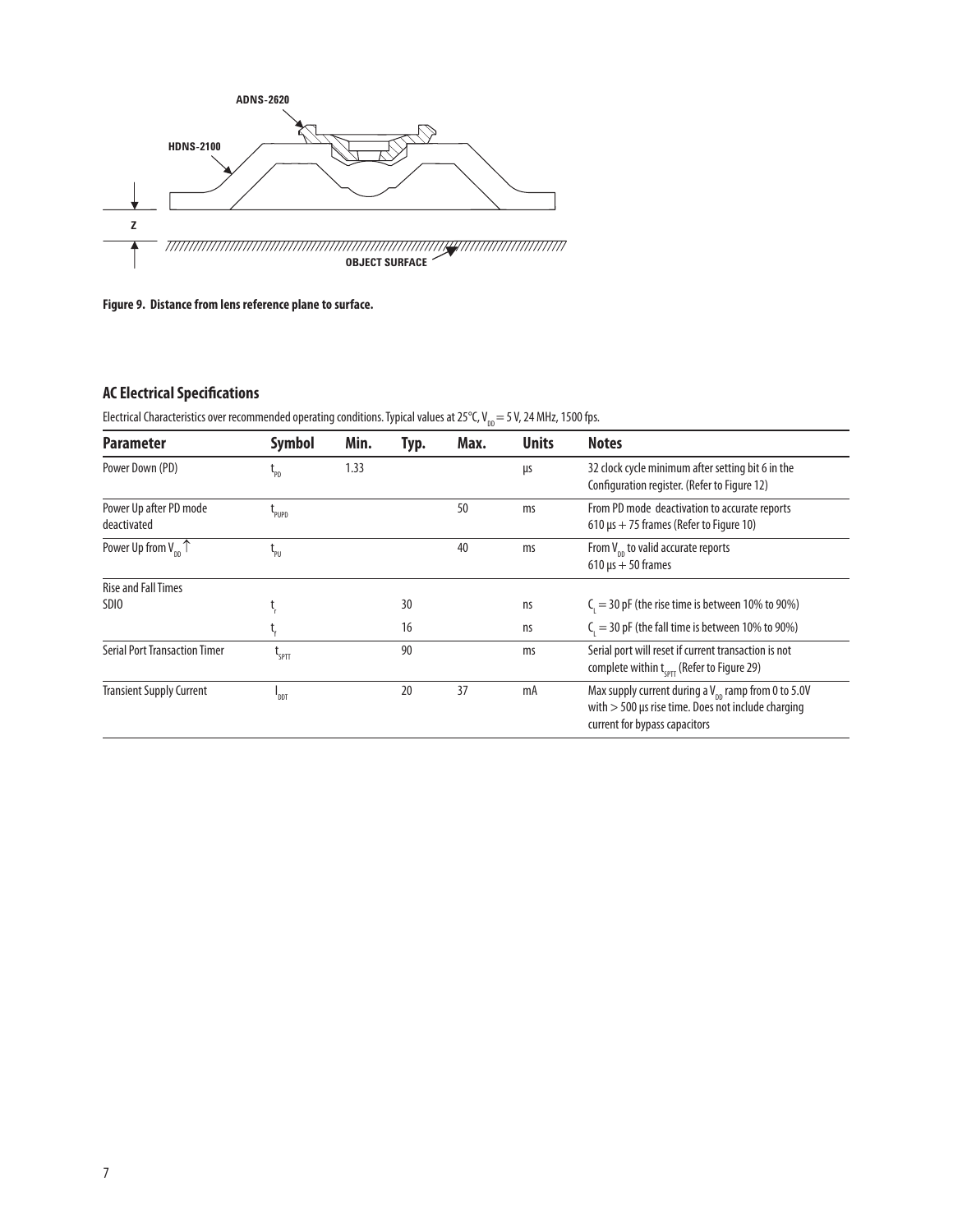Figure 9. Distance from lens reference plane to surface.

## AC Electrical Specifications

Electrical Characteristics over recommended operating conditions. Typical values at 25°C, $V_{DD}$ = 5 V, 24 MHz, 1500 fps.

| Parameter | Symbol | Min. | Typ. | Max. | Units | Notes |
|---|---|---|---|---|---|---|
| Power Down (PD) | $t_{PD}$ | 1.33 | | | µs | 32 clock cycle minimum after setting bit 6 in the Configuration register. (Refer to Figure 12) |
| Power Up after PD mode deactivated | $t_{PUPD}$ | | | 50 | ms | From PD mode deactivation to accurate reports 610 µs + 75 frames (Refer to Figure 10) |
| Power Up from $V_{DD}$ ↑ | $t_{PU}$ | | | 40 | ms | From $V_{DD}$ to valid accurate reports 610 µs + 50 frames |
| Rise and Fall Times | | | | | | |
| SDIO | $t_r$ | | 30 | | ns | $C_L$ = 30 pF (the rise time is between 10% to 90%) |
| | $t_f$ | | 16 | | ns | $C_L$ = 30 pF (the fall time is between 10% to 90%) |
| Serial Port Transaction Timer | $t_{SPTT}$ | | 90 | | ms | Serial port will reset if current transaction is not complete within $t_{SPTT}$ (Refer to Figure 29) |
| Transient Supply Current | $I_{DDT}$ | | 20 | 37 | mA | Max supply current during a $V_{DD}$ ramp from 0 to 5.0V with > 500 µs rise time. Does not include charging current for bypass capacitors |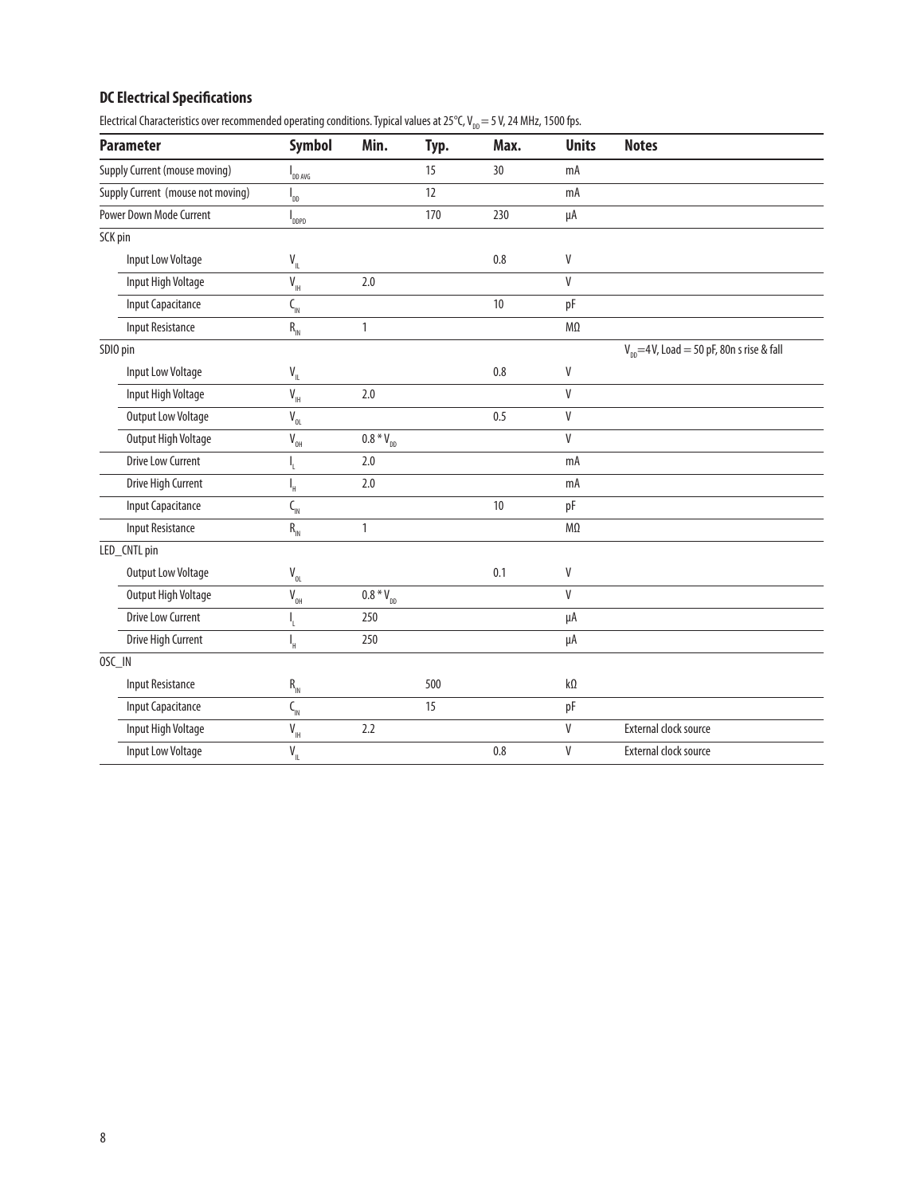## DC Electrical Specifications

Electrical Characteristics over recommended operating conditions. Typical values at 25°C, $V_{DD}$ = 5 V, 24 MHz, 1500 fps.

| Parameter | Symbol | Min. | Typ. | Max. | Units | Notes |
|---|---|---|---|---|---|---|
| Supply Current (mouse moving) | $I_{DD\ AVG}$ | | 15 | 30 | mA | |
| Supply Current (mouse not moving) | $I_{DD}$ | | 12 | | mA | |
| Power Down Mode Current | $I_{DDPD}$ | | 170 | 230 | µA | |
| SCK pin | | | | | | |
| Input Low Voltage | $V_{IL}$ | | | 0.8 | V | |
| Input High Voltage | $V_{IH}$ | 2.0 | | | V | |
| Input Capacitance | $C_{IN}$ | | | 10 | pF | |
| Input Resistance | $R_{IN}$ | 1 | | | MΩ | |
| SDIO pin | | | | | | $V_{DD}$=4V, Load = 50 pF, 80n s rise & fall |
| Input Low Voltage | $V_{IL}$ | | | 0.8 | V | |
| Input High Voltage | $V_{IH}$ | 2.0 | | | V | |
| Output Low Voltage | $V_{OL}$ | | | 0.5 | V | |
| Output High Voltage | $V_{OH}$ | $0.8 * V_{DD}$ | | | V | |
| Drive Low Current | $I_L$ | 2.0 | | | mA | |
| Drive High Current | $I_H$ | 2.0 | | | mA | |
| Input Capacitance | $C_{IN}$ | | | 10 | pF | |
| Input Resistance | $R_{IN}$ | 1 | | | MΩ | |
| LED_CNTL pin | | | | | | |
| Output Low Voltage | $V_{OL}$ | | | 0.1 | V | |
| Output High Voltage | $V_{OH}$ | $0.8 * V_{DD}$ | | | V | |
| Drive Low Current | $I_L$ | 250 | | | µA | |
| Drive High Current | $I_H$ | 250 | | | µA | |
| OSC_IN | | | | | | |
| Input Resistance | $R_{IN}$ | | 500 | | kΩ | |
| Input Capacitance | $C_{IN}$ | | 15 | | pF | |
| Input High Voltage | $V_{IH}$ | 2.2 | | | V | External clock source |
| Input Low Voltage | $V_{IL}$ | | | 0.8 | V | External clock source |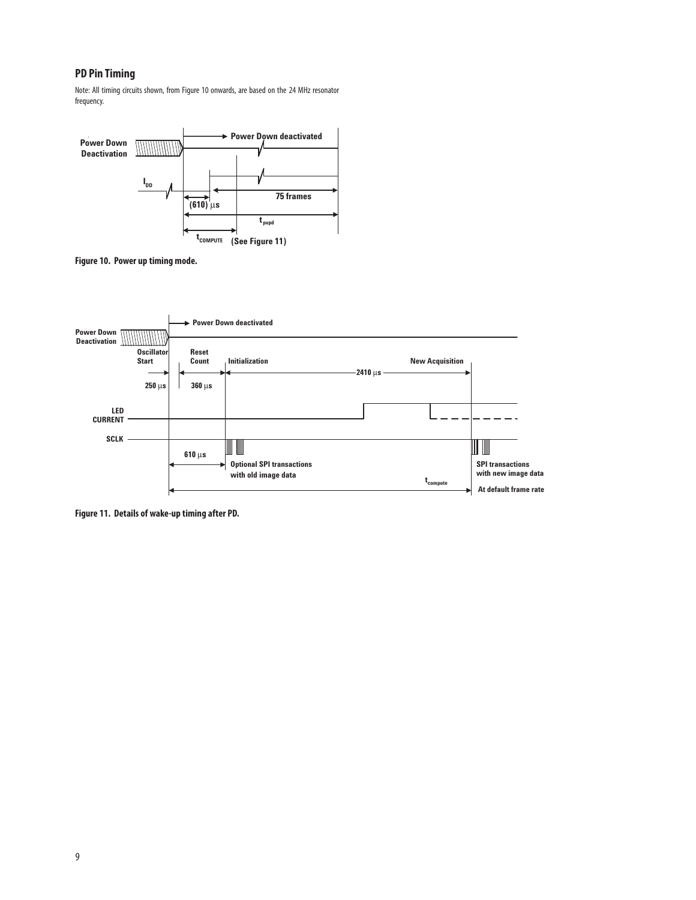## PD Pin Timing

Note: All timing circuits shown, from Figure 10 onwards, are based on the 24 MHz resonator frequency.

Figure 10. Power up timing mode.

Figure 11. Details of wake-up timing after PD.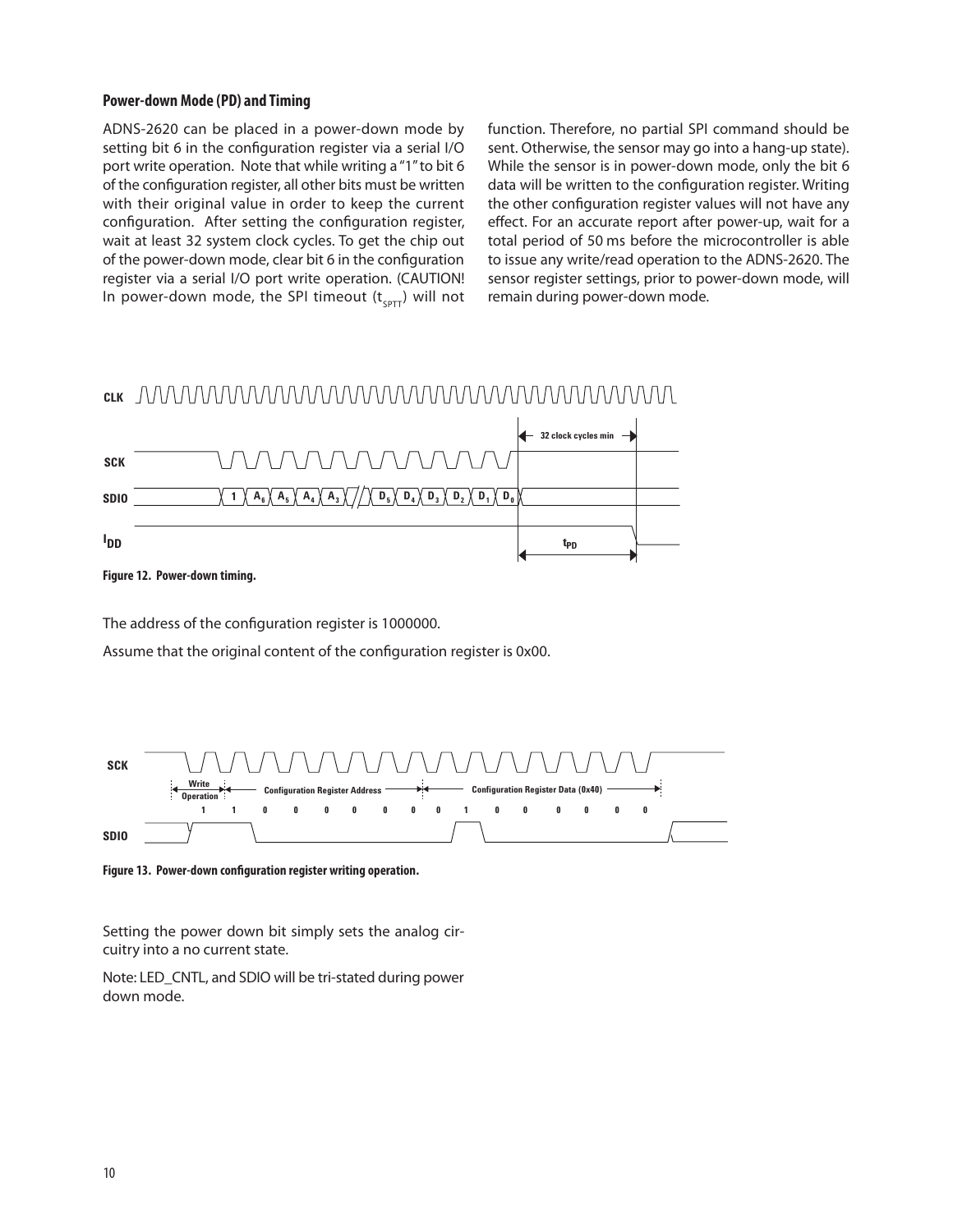### Power-down Mode (PD) and Timing

ADNS-2620 can be placed in a power-down mode by setting bit 6 in the configuration register via a serial I/O port write operation. Note that while writing a "1" to bit 6 of the configuration register, all other bits must be written with their original value in order to keep the current configuration. After setting the configuration register, wait at least 32 system clock cycles. To get the chip out of the power-down mode, clear bit 6 in the configuration register via a serial I/O port write operation. (CAUTION! In power-down mode, the SPI timeout ($t_{SPTT}$) will not function. Therefore, no partial SPI command should be sent. Otherwise, the sensor may go into a hang-up state). While the sensor is in power-down mode, only the bit 6 data will be written to the configuration register. Writing the other configuration register values will not have any effect. For an accurate report after power-up, wait for a total period of 50 ms before the microcontroller is able to issue any write/read operation to the ADNS-2620. The sensor register settings, prior to power-down mode, will remain during power-down mode.

**Figure 12. Power-down timing.**

The address of the configuration register is 1000000.

Assume that the original content of the configuration register is 0x00.

**Figure 13. Power-down configuration register writing operation.**

Setting the power down bit simply sets the analog circuitry into a no current state.

Note: LED_CNTL, and SDIO will be tri-stated during power down mode.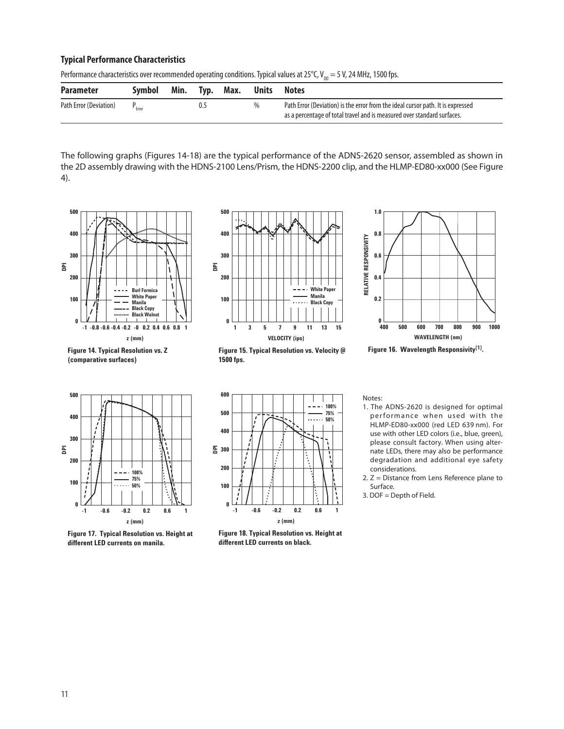### Typical Performance Characteristics

Performance characteristics over recommended operating conditions. Typical values at 25°C, $V_{DD}$ = 5 V, 24 MHz, 1500 fps.

| Parameter | Symbol | Min. | Typ. | Max. | Units | Notes |
|---|---|---|---|---|---|---|
| Path Error (Deviation) | $P_{Error}$ | | 0.5 | | % | Path Error (Deviation) is the error from the ideal cursor path. It is expressed as a percentage of total travel and is measured over standard surfaces. |

The following graphs (Figures 14-18) are the typical performance of the ADNS-2620 sensor, assembled as shown in the 2D assembly drawing with the HDNS-2100 Lens/Prism, the HDNS-2200 clip, and the HLMP-ED80-xx000 (See Figure 4).

**Figure 14. Typical Resolution vs. Z (comparative surfaces)**

**Figure 15. Typical Resolution vs. Velocity @ 1500 fps.**

**Figure 16. Wavelength Responsivity[1].**

**Figure 17. Typical Resolution vs. Height at different LED currents on manila.**

**Figure 18. Typical Resolution vs. Height at different LED currents on black.**

Notes:

1. The ADNS-2620 is designed for optimal performance when used with the HLMP-ED80-xx000 (red LED 639 nm). For use with other LED colors (i.e., blue, green), please consult factory. When using alternate LEDs, there may also be performance degradation and additional eye safety considerations.
2. Z = Distance from Lens Reference plane to Surface.
3. DOF = Depth of Field.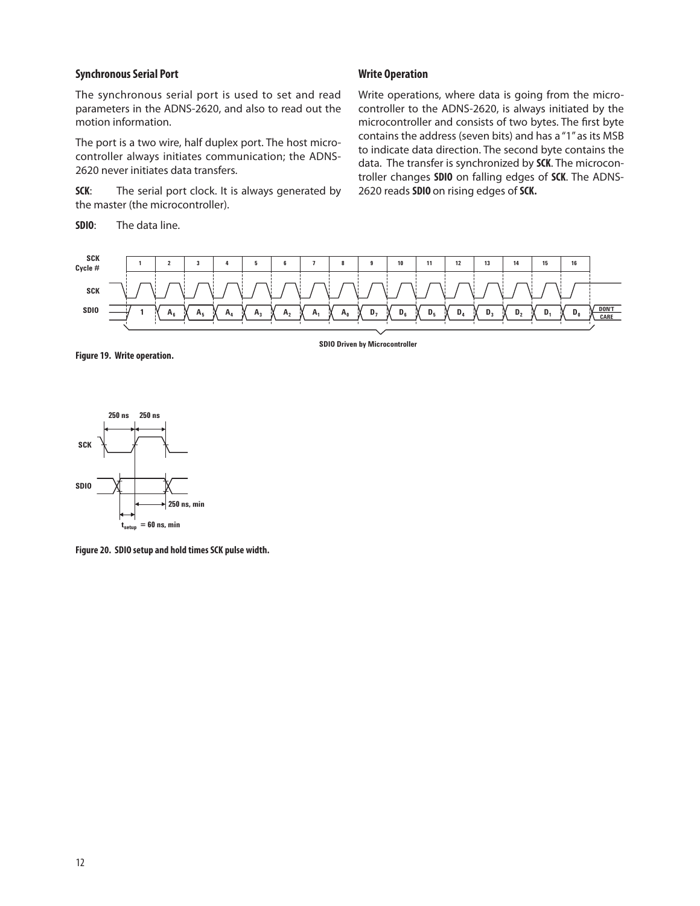## Synchronous Serial Port

The synchronous serial port is used to set and read parameters in the ADNS-2620, and also to read out the motion information.

The port is a two wire, half duplex port. The host microcontroller always initiates communication; the ADNS-2620 never initiates data transfers.

**SCK**: The serial port clock. It is always generated by the master (the microcontroller).

**SDIO**: The data line.

## Write Operation

Write operations, where data is going from the microcontroller to the ADNS-2620, is always initiated by the microcontroller and consists of two bytes. The first byte contains the address (seven bits) and has a "1" as its MSB to indicate data direction. The second byte contains the data. The transfer is synchronized by **SCK**. The microcontroller changes **SDIO** on falling edges of **SCK**. The ADNS-2620 reads **SDIO** on rising edges of **SCK.**

**Figure 19. Write operation.**

**Figure 20. SDIO setup and hold times SCK pulse width.**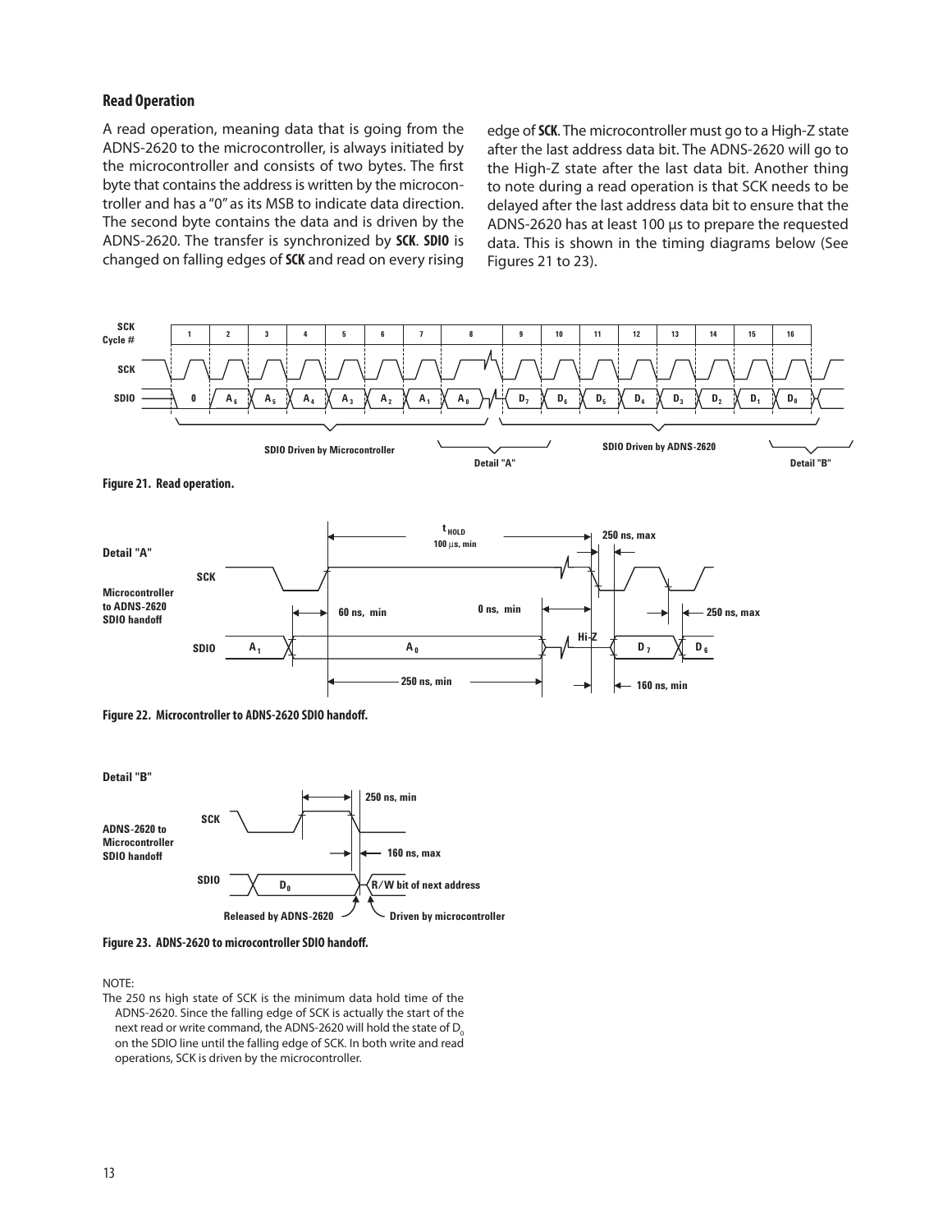### Read Operation

A read operation, meaning data that is going from the ADNS-2620 to the microcontroller, is always initiated by the microcontroller and consists of two bytes. The first byte that contains the address is written by the microcontroller and has a "0" as its MSB to indicate data direction. The second byte contains the data and is driven by the ADNS-2620. The transfer is synchronized by **SCK**. **SDIO** is changed on falling edges of **SCK** and read on every rising edge of **SCK**. The microcontroller must go to a High-Z state after the last address data bit. The ADNS-2620 will go to the High-Z state after the last data bit. Another thing to note during a read operation is that SCK needs to be delayed after the last address data bit to ensure that the ADNS-2620 has at least 100 µs to prepare the requested data. This is shown in the timing diagrams below (See Figures 21 to 23).

**Figure 21. Read operation.**

**Figure 22. Microcontroller to ADNS-2620 SDIO handoff.**

**Figure 23. ADNS-2620 to microcontroller SDIO handoff.**

NOTE:

The 250 ns high state of SCK is the minimum data hold time of the ADNS-2620. Since the falling edge of SCK is actually the start of the next read or write command, the ADNS-2620 will hold the state of $D_0$ on the SDIO line until the falling edge of SCK. In both write and read operations, SCK is driven by the microcontroller.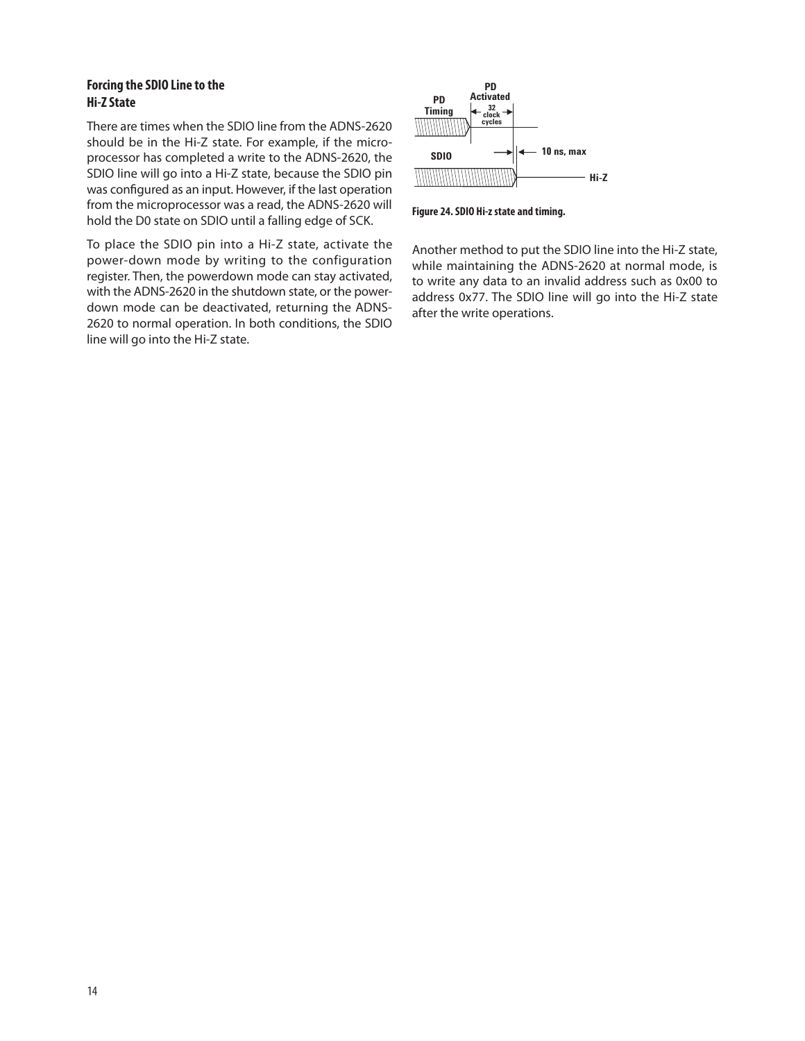### Forcing the SDIO Line to the Hi-Z State

There are times when the SDIO line from the ADNS-2620 should be in the Hi-Z state. For example, if the microprocessor has completed a write to the ADNS-2620, the SDIO line will go into a Hi-Z state, because the SDIO pin was configured as an input. However, if the last operation from the microprocessor was a read, the ADNS-2620 will hold the D0 state on SDIO until a falling edge of SCK.

To place the SDIO pin into a Hi-Z state, activate the power-down mode by writing to the configuration register. Then, the powerdown mode can stay activated, with the ADNS-2620 in the shutdown state, or the power-down mode can be deactivated, returning the ADNS-2620 to normal operation. In both conditions, the SDIO line will go into the Hi-Z state.

PD Timing — PD Activated — 32 clock cycles

SDIO — 10 ns, max — Hi-Z

**Figure 24. SDIO Hi-z state and timing.**

Another method to put the SDIO line into the Hi-Z state, while maintaining the ADNS-2620 at normal mode, is to write any data to an invalid address such as 0x00 to address 0x77. The SDIO line will go into the Hi-Z state after the write operations.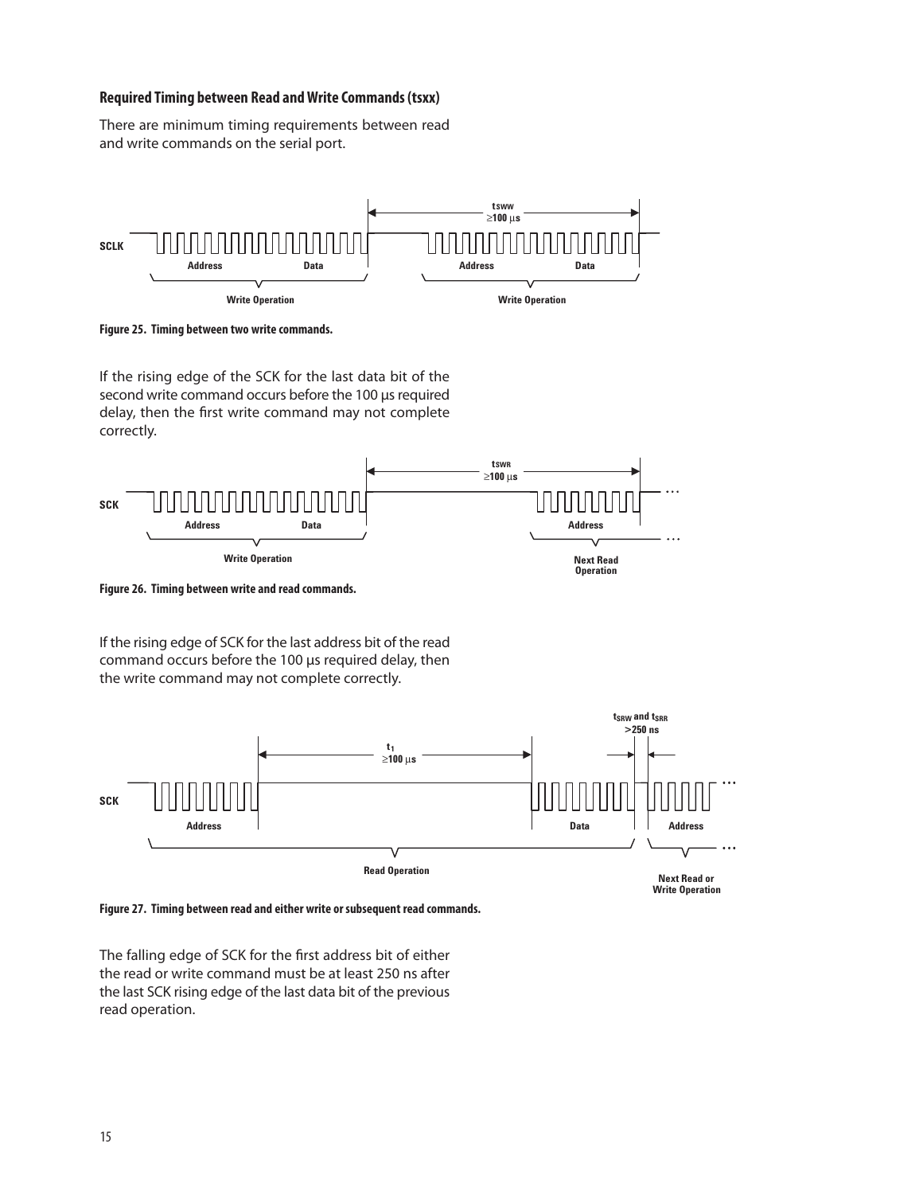### Required Timing between Read and Write Commands (tsxx)

There are minimum timing requirements between read and write commands on the serial port.

Figure 25. Timing between two write commands.

If the rising edge of the SCK for the last data bit of the second write command occurs before the 100 µs required delay, then the first write command may not complete correctly.

Figure 26. Timing between write and read commands.

If the rising edge of SCK for the last address bit of the read command occurs before the 100 µs required delay, then the write command may not complete correctly.

Figure 27. Timing between read and either write or subsequent read commands.

The falling edge of SCK for the first address bit of either the read or write command must be at least 250 ns after the last SCK rising edge of the last data bit of the previous read operation.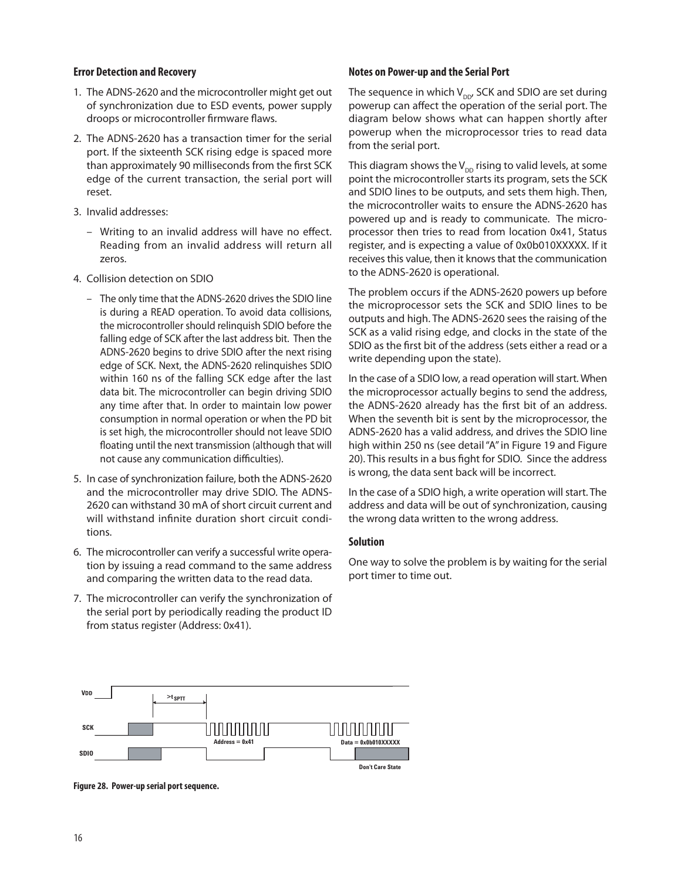### Error Detection and Recovery

1. The ADNS-2620 and the microcontroller might get out of synchronization due to ESD events, power supply droops or microcontroller firmware flaws.
2. The ADNS-2620 has a transaction timer for the serial port. If the sixteenth SCK rising edge is spaced more than approximately 90 milliseconds from the first SCK edge of the current transaction, the serial port will reset.
3. Invalid addresses:
   - Writing to an invalid address will have no effect. Reading from an invalid address will return all zeros.
4. Collision detection on SDIO
   - The only time that the ADNS-2620 drives the SDIO line is during a READ operation. To avoid data collisions, the microcontroller should relinquish SDIO before the falling edge of SCK after the last address bit. Then the ADNS-2620 begins to drive SDIO after the next rising edge of SCK. Next, the ADNS-2620 relinquishes SDIO within 160 ns of the falling SCK edge after the last data bit. The microcontroller can begin driving SDIO any time after that. In order to maintain low power consumption in normal operation or when the PD bit is set high, the microcontroller should not leave SDIO floating until the next transmission (although that will not cause any communication difficulties).
5. In case of synchronization failure, both the ADNS-2620 and the microcontroller may drive SDIO. The ADNS-2620 can withstand 30 mA of short circuit current and will withstand infinite duration short circuit conditions.
6. The microcontroller can verify a successful write operation by issuing a read command to the same address and comparing the written data to the read data.
7. The microcontroller can verify the synchronization of the serial port by periodically reading the product ID from status register (Address: 0x41).

### Notes on Power-up and the Serial Port

The sequence in which $V_{DD}$, SCK and SDIO are set during powerup can affect the operation of the serial port. The diagram below shows what can happen shortly after powerup when the microprocessor tries to read data from the serial port.

This diagram shows the $V_{DD}$ rising to valid levels, at some point the microcontroller starts its program, sets the SCK and SDIO lines to be outputs, and sets them high. Then, the microcontroller waits to ensure the ADNS-2620 has powered up and is ready to communicate. The microprocessor then tries to read from location 0x41, Status register, and is expecting a value of 0x0b010XXXXX. If it receives this value, then it knows that the communication to the ADNS-2620 is operational.

The problem occurs if the ADNS-2620 powers up before the microprocessor sets the SCK and SDIO lines to be outputs and high. The ADNS-2620 sees the raising of the SCK as a valid rising edge, and clocks in the state of the SDIO as the first bit of the address (sets either a read or a write depending upon the state).

In the case of a SDIO low, a read operation will start. When the microprocessor actually begins to send the address, the ADNS-2620 already has the first bit of an address. When the seventh bit is sent by the microprocessor, the ADNS-2620 has a valid address, and drives the SDIO line high within 250 ns (see detail "A" in Figure 19 and Figure 20). This results in a bus fight for SDIO. Since the address is wrong, the data sent back will be incorrect.

In the case of a SDIO high, a write operation will start. The address and data will be out of synchronization, causing the wrong data written to the wrong address.

### Solution

One way to solve the problem is by waiting for the serial port timer to time out.

VDD SCK SDIO $>t_{SPTT}$ Address = 0x41 Data = 0x0b010XXXXX Don't Care State

**Figure 28. Power-up serial port sequence.**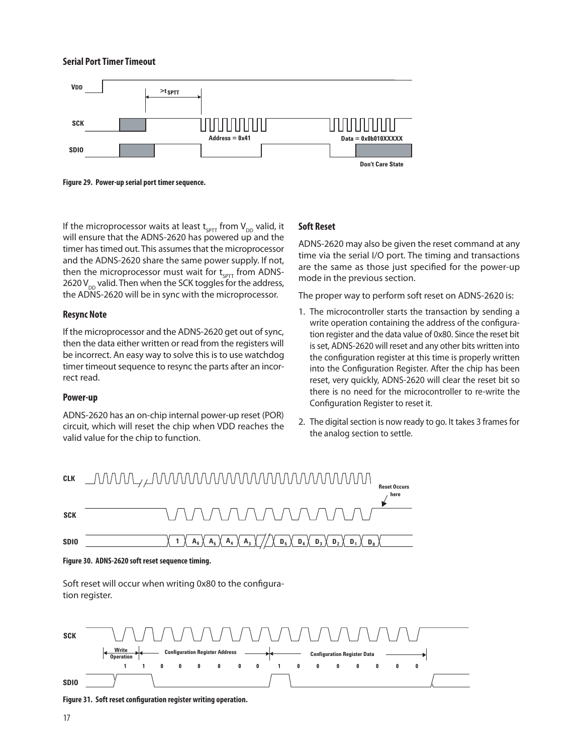## Serial Port Timer Timeout

Figure 29. Power-up serial port timer sequence.

If the microprocessor waits at least $t_{SPTT}$ from $V_{DD}$ valid, it will ensure that the ADNS-2620 has powered up and the timer has timed out. This assumes that the microprocessor and the ADNS-2620 share the same power supply. If not, then the microprocessor must wait for $t_{SPTT}$ from ADNS-2620 $V_{DD}$ valid. Then when the SCK toggles for the address, the ADNS-2620 will be in sync with the microprocessor.

## Resync Note

If the microprocessor and the ADNS-2620 get out of sync, then the data either written or read from the registers will be incorrect. An easy way to solve this is to use watchdog timer timeout sequence to resync the parts after an incorrect read.

## Power-up

ADNS-2620 has an on-chip internal power-up reset (POR) circuit, which will reset the chip when VDD reaches the valid value for the chip to function.

## Soft Reset

ADNS-2620 may also be given the reset command at any time via the serial I/O port. The timing and transactions are the same as those just specified for the power-up mode in the previous section.

The proper way to perform soft reset on ADNS-2620 is:

1. The microcontroller starts the transaction by sending a write operation containing the address of the configuration register and the data value of 0x80. Since the reset bit is set, ADNS-2620 will reset and any other bits written into the configuration register at this time is properly written into the Configuration Register. After the chip has been reset, very quickly, ADNS-2620 will clear the reset bit so there is no need for the microcontroller to re-write the Configuration Register to reset it.
2. The digital section is now ready to go. It takes 3 frames for the analog section to settle.

Figure 30. ADNS-2620 soft reset sequence timing.

Soft reset will occur when writing 0x80 to the configuration register.

Figure 31. Soft reset configuration register writing operation.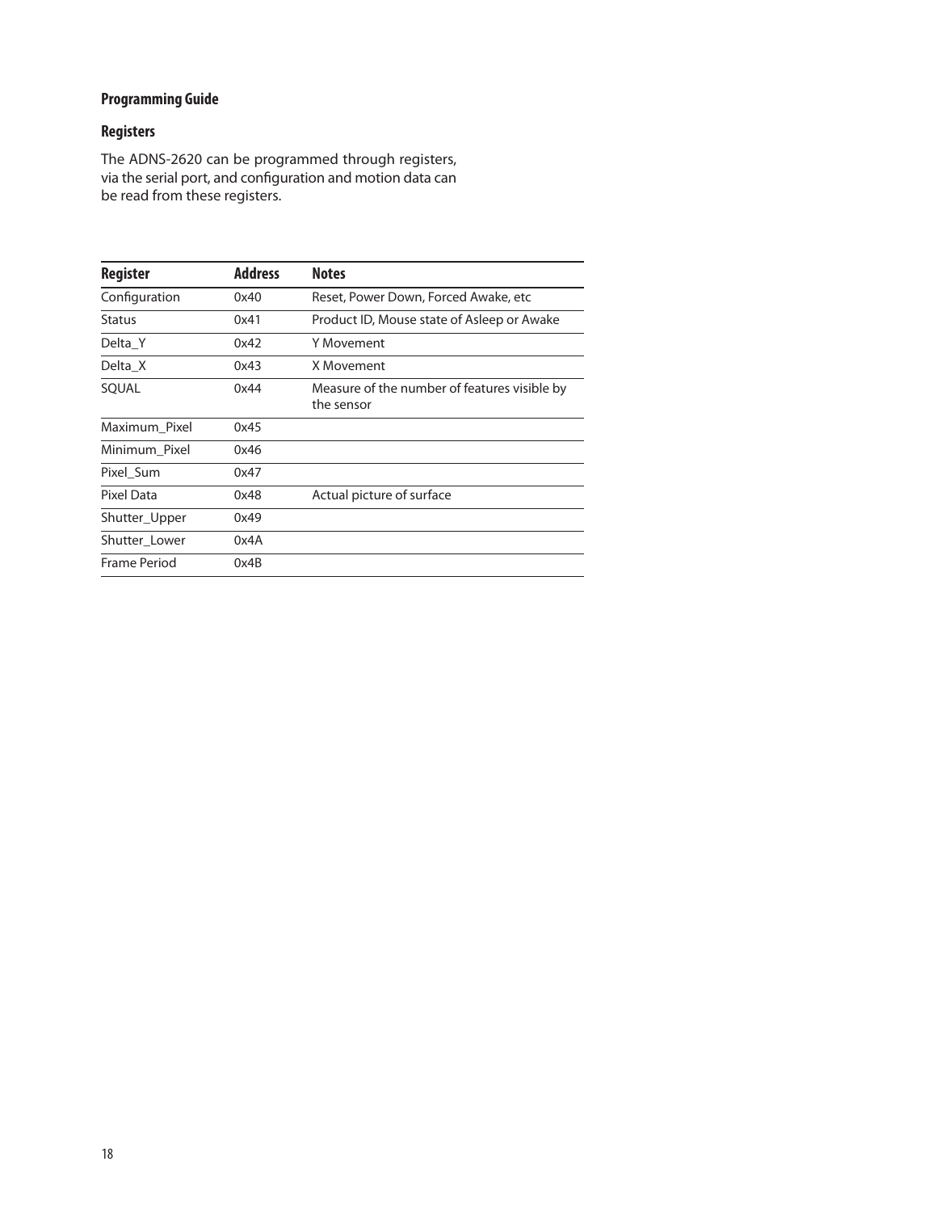## Programming Guide

### Registers

The ADNS-2620 can be programmed through registers, via the serial port, and configuration and motion data can be read from these registers.

| Register | Address | Notes |
| --- | --- | --- |
| Configuration | 0x40 | Reset, Power Down, Forced Awake, etc |
| Status | 0x41 | Product ID, Mouse state of Asleep or Awake |
| Delta_Y | 0x42 | Y Movement |
| Delta_X | 0x43 | X Movement |
| SQUAL | 0x44 | Measure of the number of features visible by the sensor |
| Maximum_Pixel | 0x45 | |
| Minimum_Pixel | 0x46 | |
| Pixel_Sum | 0x47 | |
| Pixel Data | 0x48 | Actual picture of surface |
| Shutter_Upper | 0x49 | |
| Shutter_Lower | 0x4A | |
| Frame Period | 0x4B | |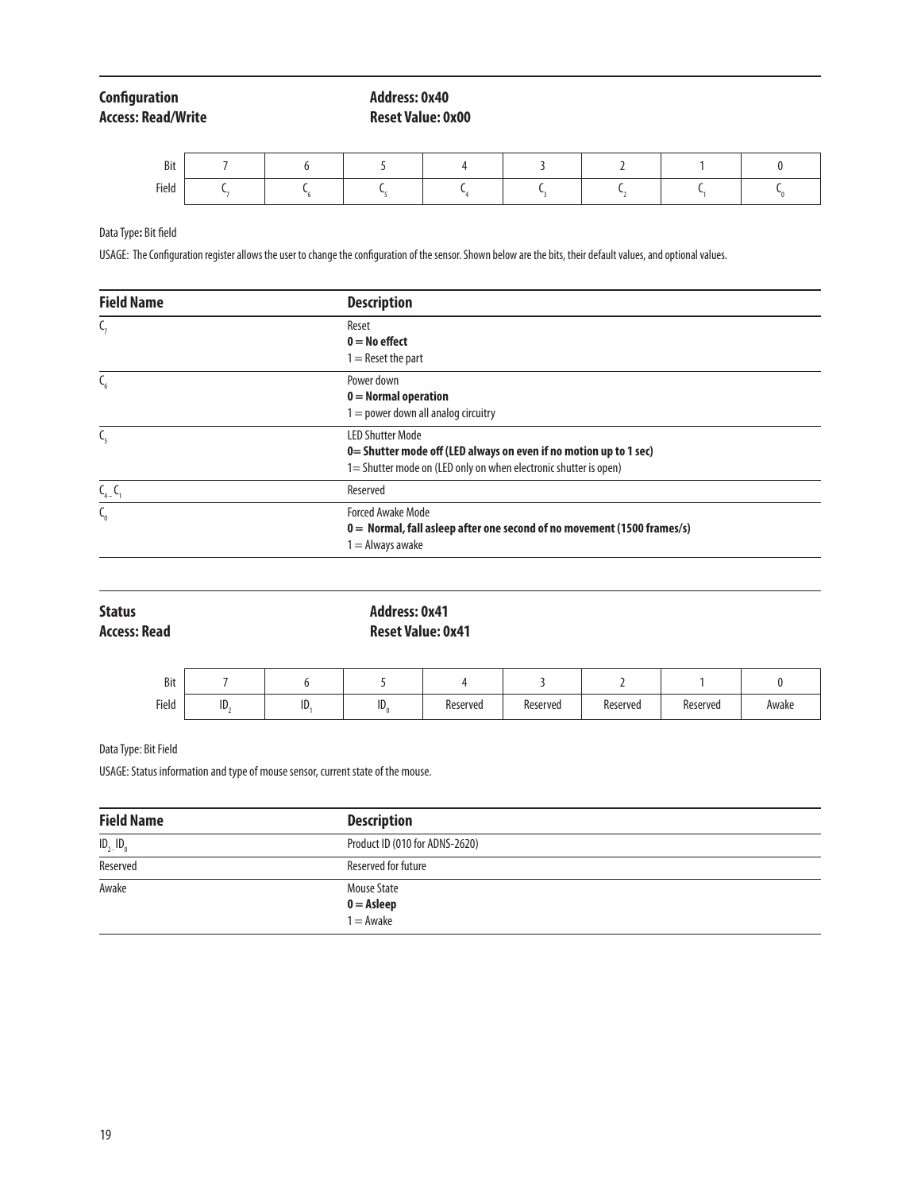**Configuration** **Address: 0x40**
**Access: Read/Write** **Reset Value: 0x00**

| Bit | 7 | 6 | 5 | 4 | 3 | 2 | 1 | 0 |
|---|---|---|---|---|---|---|---|---|
| Field | $C_7$ | $C_6$ | $C_5$ | $C_4$ | $C_3$ | $C_2$ | $C_1$ | $C_0$ |

Data Type**:** Bit field

USAGE: The Configuration register allows the user to change the configuration of the sensor. Shown below are the bits, their default values, and optional values.

| Field Name | Description |
|---|---|
| $C_7$ | Reset<br>**0 = No effect**<br>1 = Reset the part |
| $C_6$ | Power down<br>**0 = Normal operation**<br>1 = power down all analog circuitry |
| $C_5$ | LED Shutter Mode<br>**0= Shutter mode off (LED always on even if no motion up to 1 sec)**<br>1= Shutter mode on (LED only on when electronic shutter is open) |
| $C_4$ – $C_1$ | Reserved |
| $C_0$ | Forced Awake Mode<br>**0 = Normal, fall asleep after one second of no movement (1500 frames/s)**<br>1 = Always awake |

**Status** **Address: 0x41**
**Access: Read** **Reset Value: 0x41**

| Bit | 7 | 6 | 5 | 4 | 3 | 2 | 1 | 0 |
|---|---|---|---|---|---|---|---|---|
| Field | $ID_2$ | $ID_1$ | $ID_0$ | Reserved | Reserved | Reserved | Reserved | Awake |

Data Type: Bit Field

USAGE: Status information and type of mouse sensor, current state of the mouse.

| Field Name | Description |
|---|---|
| $ID_2$ - $ID_0$ | Product ID (010 for ADNS-2620) |
| Reserved | Reserved for future |
| Awake | Mouse State<br>**0 = Asleep**<br>1 = Awake |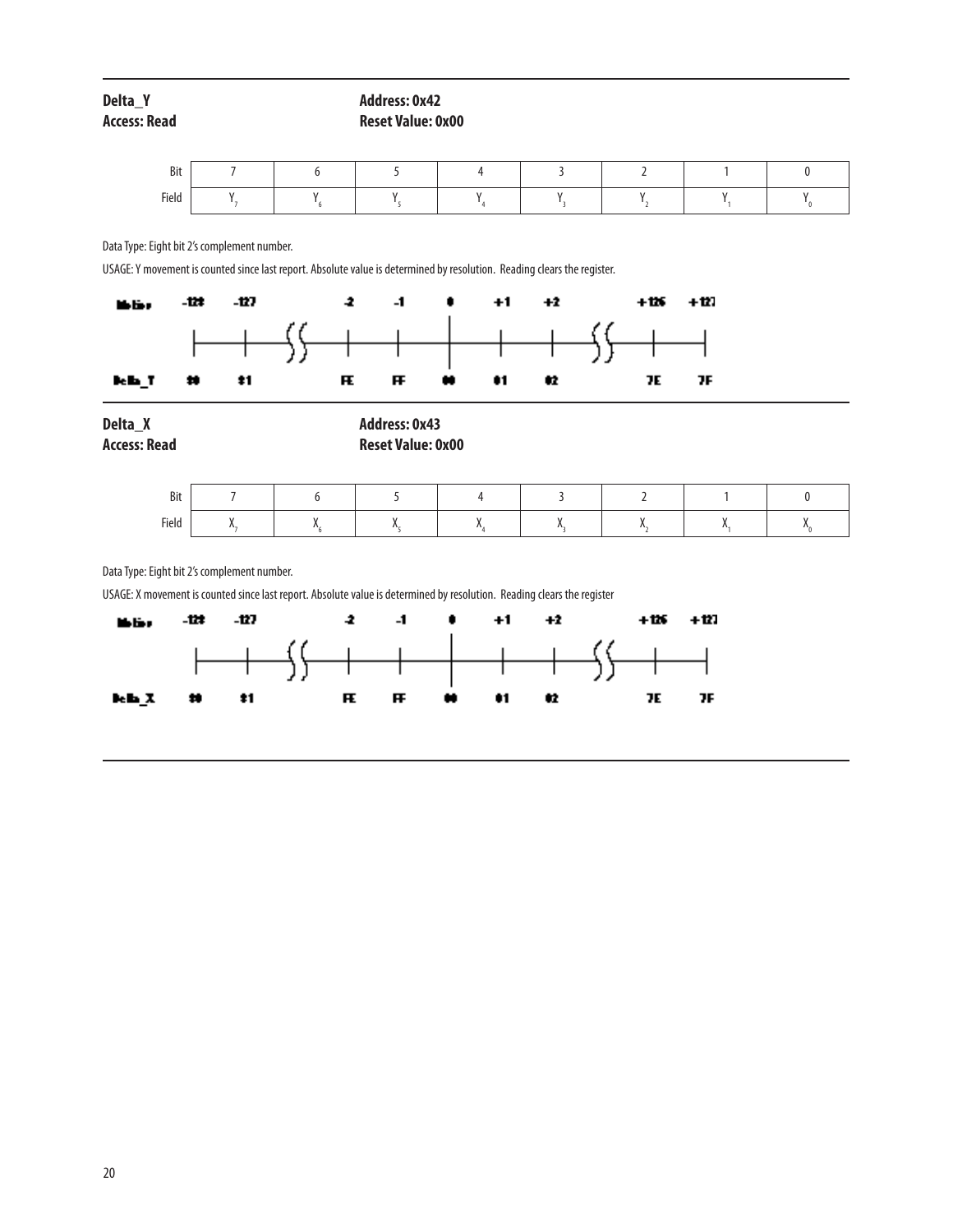**Delta_Y** **Address: 0x42**

**Access: Read** **Reset Value: 0x00**

| Bit | 7 | 6 | 5 | 4 | 3 | 2 | 1 | 0 |
|---|---|---|---|---|---|---|---|---|
| Field | $Y_7$ | $Y_6$ | $Y_5$ | $Y_4$ | $Y_3$ | $Y_2$ | $Y_1$ | $Y_0$ |

Data Type: Eight bit 2's complement number.

USAGE: Y movement is counted since last report. Absolute value is determined by resolution. Reading clears the register.

| Motion | -128 | -127 | | -2 | -1 | 0 | +1 | +2 | | +126 | +127 |
|---|---|---|---|---|---|---|---|---|---|---|---|
| Delta_Y | 80 | 81 | | FE | FF | 00 | 01 | 02 | | 7E | 7F |

**Delta_X** **Address: 0x43**

**Access: Read** **Reset Value: 0x00**

| Bit | 7 | 6 | 5 | 4 | 3 | 2 | 1 | 0 |
|---|---|---|---|---|---|---|---|---|
| Field | $X_7$ | $X_6$ | $X_5$ | $X_4$ | $X_3$ | $X_2$ | $X_1$ | $X_0$ |

Data Type: Eight bit 2's complement number.

USAGE: X movement is counted since last report. Absolute value is determined by resolution. Reading clears the register

| Motion | -128 | -127 | | -2 | -1 | 0 | +1 | +2 | | +126 | +127 |
|---|---|---|---|---|---|---|---|---|---|---|---|
| Delta_X | 80 | 81 | | FE | FF | 00 | 01 | 02 | | 7E | 7F |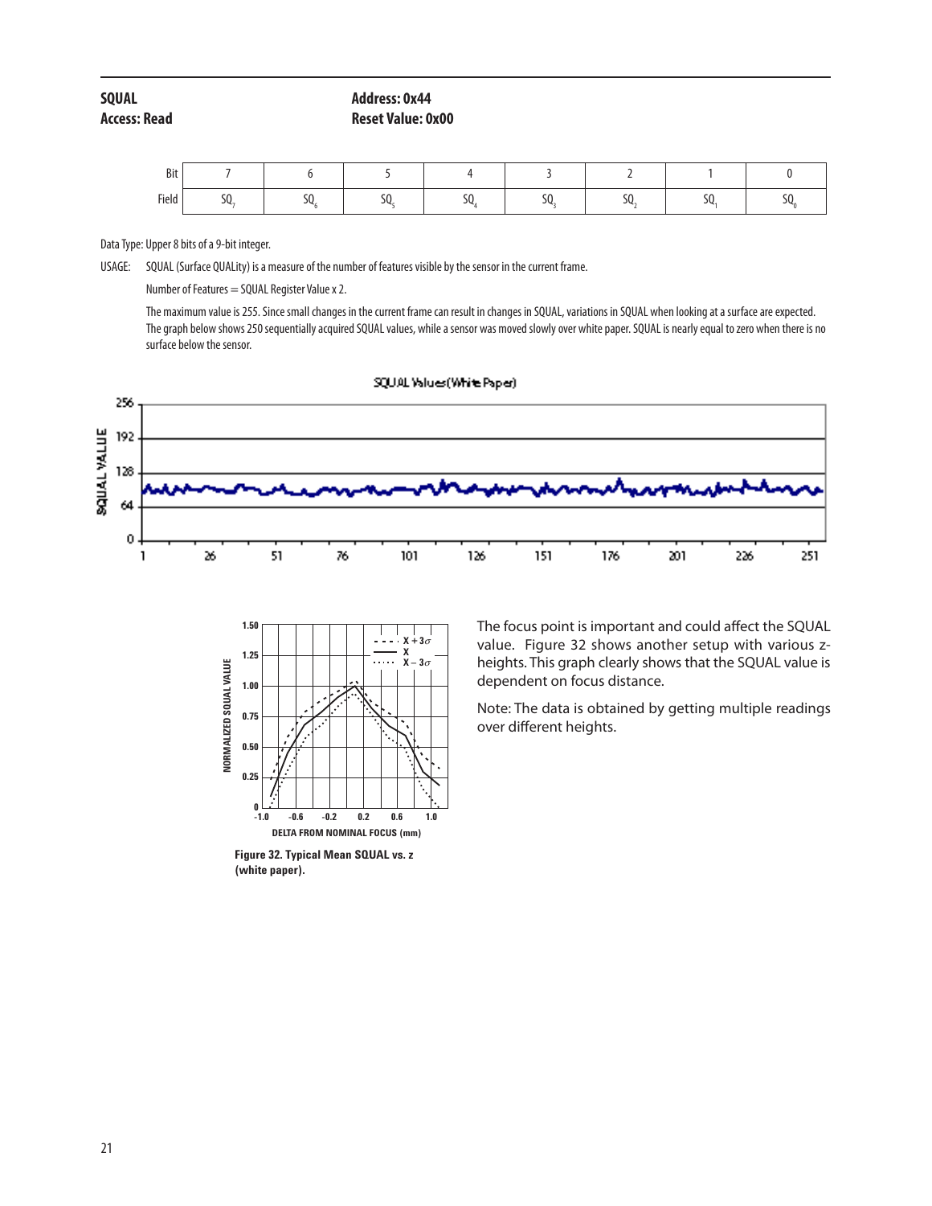**SQUAL** **Address: 0x44**
**Access: Read** **Reset Value: 0x00**

| Bit | 7 | 6 | 5 | 4 | 3 | 2 | 1 | 0 |
|---|---|---|---|---|---|---|---|---|
| Field | $SQ_7$ | $SQ_6$ | $SQ_5$ | $SQ_4$ | $SQ_3$ | $SQ_2$ | $SQ_1$ | $SQ_0$ |

Data Type: Upper 8 bits of a 9-bit integer.

USAGE: SQUAL (Surface QUALity) is a measure of the number of features visible by the sensor in the current frame.

Number of Features = SQUAL Register Value x 2.

The maximum value is 255. Since small changes in the current frame can result in changes in SQUAL, variations in SQUAL when looking at a surface are expected. The graph below shows 250 sequentially acquired SQUAL values, while a sensor was moved slowly over white paper. SQUAL is nearly equal to zero when there is no surface below the sensor.

SQUAL Values (White Paper)

Figure 32. Typical Mean SQUAL vs. z (white paper).

The focus point is important and could affect the SQUAL value. Figure 32 shows another setup with various z-heights. This graph clearly shows that the SQUAL value is dependent on focus distance.

Note: The data is obtained by getting multiple readings over different heights.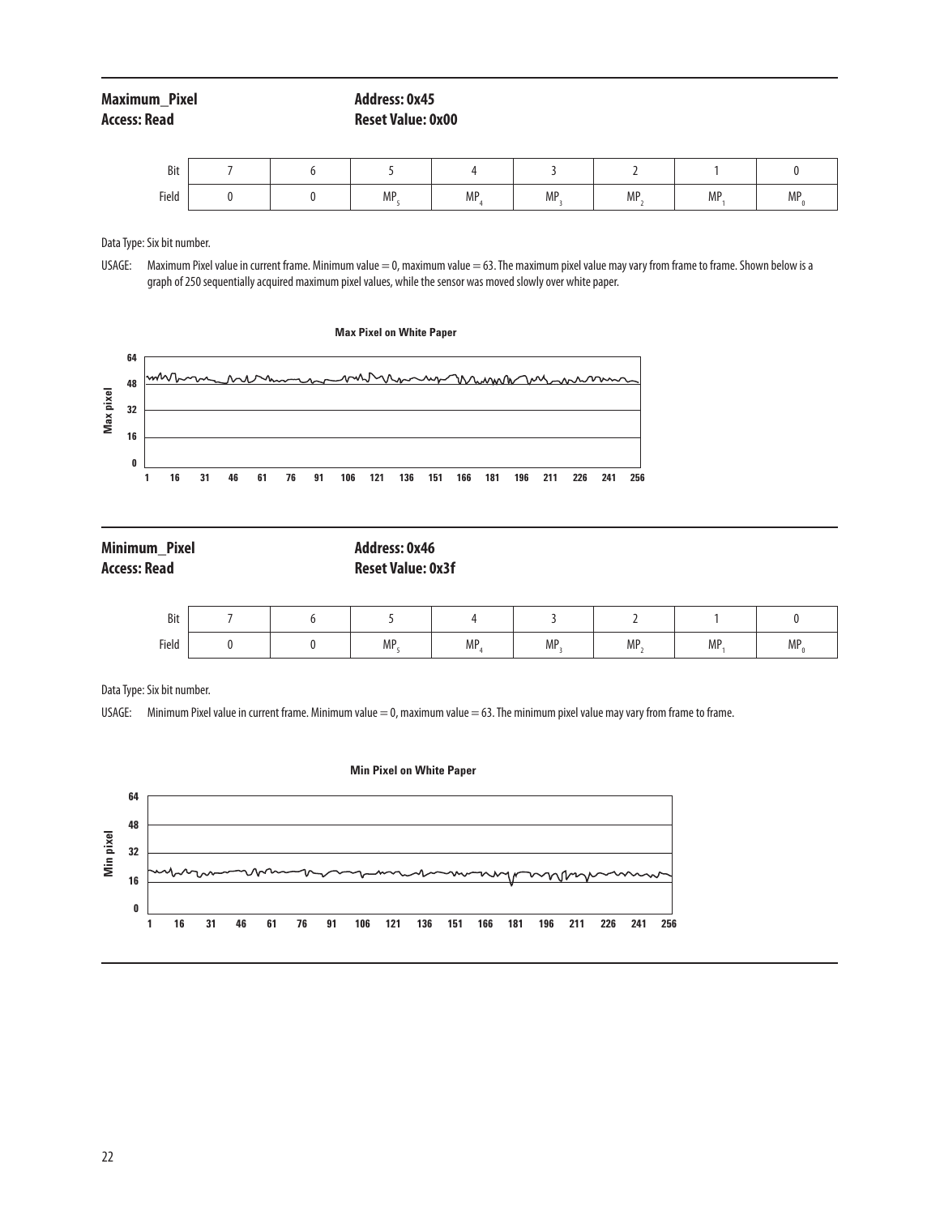**Maximum_Pixel** | **Address: 0x45**
**Access: Read** | **Reset Value: 0x00**

| Bit | 7 | 6 | 5 | 4 | 3 | 2 | 1 | 0 |
|---|---|---|---|---|---|---|---|---|
| Field | 0 | 0 | $MP_5$ | $MP_4$ | $MP_3$ | $MP_2$ | $MP_1$ | $MP_0$ |

Data Type: Six bit number.

USAGE: Maximum Pixel value in current frame. Minimum value = 0, maximum value = 63. The maximum pixel value may vary from frame to frame. Shown below is a graph of 250 sequentially acquired maximum pixel values, while the sensor was moved slowly over white paper.

**Max Pixel on White Paper**

**Minimum_Pixel** | **Address: 0x46**
**Access: Read** | **Reset Value: 0x3f**

| Bit | 7 | 6 | 5 | 4 | 3 | 2 | 1 | 0 |
|---|---|---|---|---|---|---|---|---|
| Field | 0 | 0 | $MP_5$ | $MP_4$ | $MP_3$ | $MP_2$ | $MP_1$ | $MP_0$ |

Data Type: Six bit number.

USAGE: Minimum Pixel value in current frame. Minimum value = 0, maximum value = 63. The minimum pixel value may vary from frame to frame.

**Min Pixel on White Paper**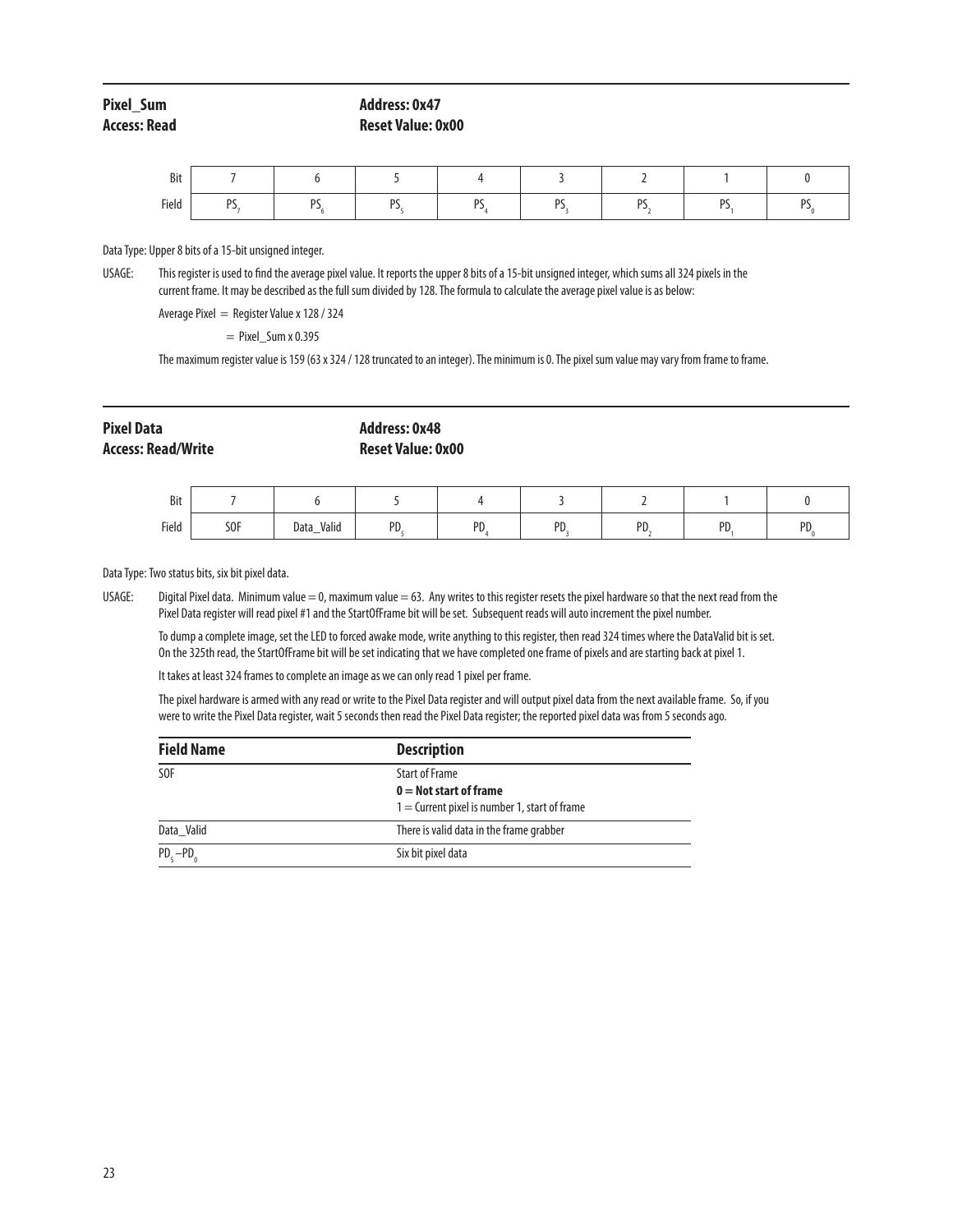**Pixel_Sum** | **Address: 0x47**

**Access: Read** | **Reset Value: 0x00**

| Bit | 7 | 6 | 5 | 4 | 3 | 2 | 1 | 0 |
|---|---|---|---|---|---|---|---|---|
| Field | $PS_7$ | $PS_6$ | $PS_5$ | $PS_4$ | $PS_3$ | $PS_2$ | $PS_1$ | $PS_0$ |

Data Type: Upper 8 bits of a 15-bit unsigned integer.

USAGE: This register is used to find the average pixel value. It reports the upper 8 bits of a 15-bit unsigned integer, which sums all 324 pixels in the current frame. It may be described as the full sum divided by 128. The formula to calculate the average pixel value is as below:

Average Pixel = Register Value x 128 / 324

= Pixel_Sum x 0.395

The maximum register value is 159 (63 x 324 / 128 truncated to an integer). The minimum is 0. The pixel sum value may vary from frame to frame.

**Pixel Data** | **Address: 0x48**

**Access: Read/Write** | **Reset Value: 0x00**

| Bit | 7 | 6 | 5 | 4 | 3 | 2 | 1 | 0 |
|---|---|---|---|---|---|---|---|---|
| Field | SOF | Data_Valid | $PD_5$ | $PD_4$ | $PD_3$ | $PD_2$ | $PD_1$ | $PD_0$ |

Data Type: Two status bits, six bit pixel data.

USAGE: Digital Pixel data. Minimum value = 0, maximum value = 63. Any writes to this register resets the pixel hardware so that the next read from the Pixel Data register will read pixel #1 and the StartOfFrame bit will be set. Subsequent reads will auto increment the pixel number.

To dump a complete image, set the LED to forced awake mode, write anything to this register, then read 324 times where the DataValid bit is set. On the 325th read, the StartOfFrame bit will be set indicating that we have completed one frame of pixels and are starting back at pixel 1.

It takes at least 324 frames to complete an image as we can only read 1 pixel per frame.

The pixel hardware is armed with any read or write to the Pixel Data register and will output pixel data from the next available frame. So, if you were to write the Pixel Data register, wait 5 seconds then read the Pixel Data register; the reported pixel data was from 5 seconds ago.

| Field Name | Description |
|---|---|
| SOF | Start of Frame<br>**0 = Not start of frame**<br>1 = Current pixel is number 1, start of frame |
| Data_Valid | There is valid data in the frame grabber |
| $PD_5$ – $PD_0$ | Six bit pixel data |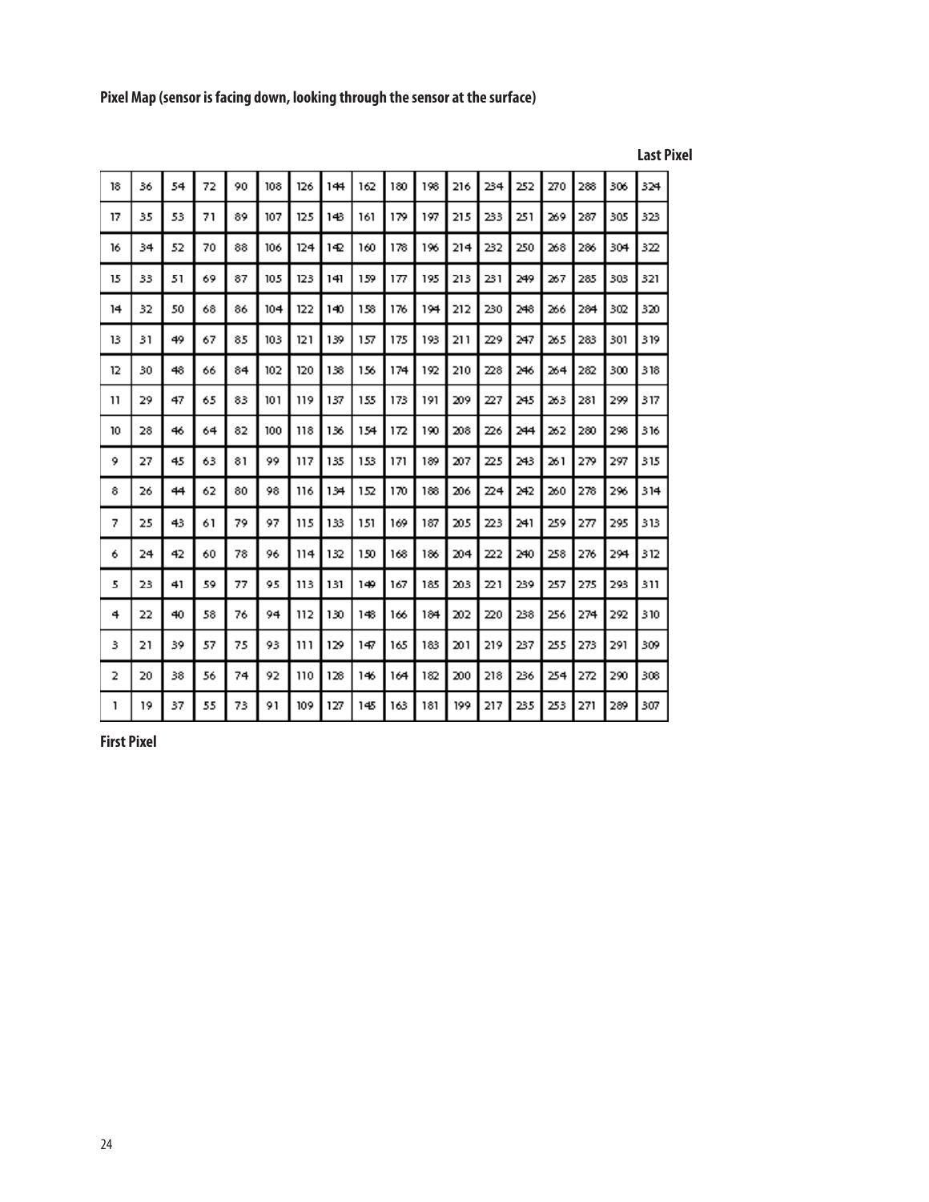**Pixel Map (sensor is facing down, looking through the sensor at the surface)**

**Last Pixel**

| | | | | | | | | | | | | | | | | | |
|---|---|---|---|---|---|---|---|---|---|---|---|---|---|---|---|---|---|
| 18 | 36 | 54 | 72 | 90 | 108 | 126 | 144 | 162 | 180 | 198 | 216 | 234 | 252 | 270 | 288 | 306 | 324 |
| 17 | 35 | 53 | 71 | 89 | 107 | 125 | 143 | 161 | 179 | 197 | 215 | 233 | 251 | 269 | 287 | 305 | 323 |
| 16 | 34 | 52 | 70 | 88 | 106 | 124 | 142 | 160 | 178 | 196 | 214 | 232 | 250 | 268 | 286 | 304 | 322 |
| 15 | 33 | 51 | 69 | 87 | 105 | 123 | 141 | 159 | 177 | 195 | 213 | 231 | 249 | 267 | 285 | 303 | 321 |
| 14 | 32 | 50 | 68 | 86 | 104 | 122 | 140 | 158 | 176 | 194 | 212 | 230 | 248 | 266 | 284 | 302 | 320 |
| 13 | 31 | 49 | 67 | 85 | 103 | 121 | 139 | 157 | 175 | 193 | 211 | 229 | 247 | 265 | 283 | 301 | 319 |
| 12 | 30 | 48 | 66 | 84 | 102 | 120 | 138 | 156 | 174 | 192 | 210 | 228 | 246 | 264 | 282 | 300 | 318 |
| 11 | 29 | 47 | 65 | 83 | 101 | 119 | 137 | 155 | 173 | 191 | 209 | 227 | 245 | 263 | 281 | 299 | 317 |
| 10 | 28 | 46 | 64 | 82 | 100 | 118 | 136 | 154 | 172 | 190 | 208 | 226 | 244 | 262 | 280 | 298 | 316 |
| 9 | 27 | 45 | 63 | 81 | 99 | 117 | 135 | 153 | 171 | 189 | 207 | 225 | 243 | 261 | 279 | 297 | 315 |
| 8 | 26 | 44 | 62 | 80 | 98 | 116 | 134 | 152 | 170 | 188 | 206 | 224 | 242 | 260 | 278 | 296 | 314 |
| 7 | 25 | 43 | 61 | 79 | 97 | 115 | 133 | 151 | 169 | 187 | 205 | 223 | 241 | 259 | 277 | 295 | 313 |
| 6 | 24 | 42 | 60 | 78 | 96 | 114 | 132 | 150 | 168 | 186 | 204 | 222 | 240 | 258 | 276 | 294 | 312 |
| 5 | 23 | 41 | 59 | 77 | 95 | 113 | 131 | 149 | 167 | 185 | 203 | 221 | 239 | 257 | 275 | 293 | 311 |
| 4 | 22 | 40 | 58 | 76 | 94 | 112 | 130 | 148 | 166 | 184 | 202 | 220 | 238 | 256 | 274 | 292 | 310 |
| 3 | 21 | 39 | 57 | 75 | 93 | 111 | 129 | 147 | 165 | 183 | 201 | 219 | 237 | 255 | 273 | 291 | 309 |
| 2 | 20 | 38 | 56 | 74 | 92 | 110 | 128 | 146 | 164 | 182 | 200 | 218 | 236 | 254 | 272 | 290 | 308 |
| 1 | 19 | 37 | 55 | 73 | 91 | 109 | 127 | 145 | 163 | 181 | 199 | 217 | 235 | 253 | 271 | 289 | 307 |

**First Pixel**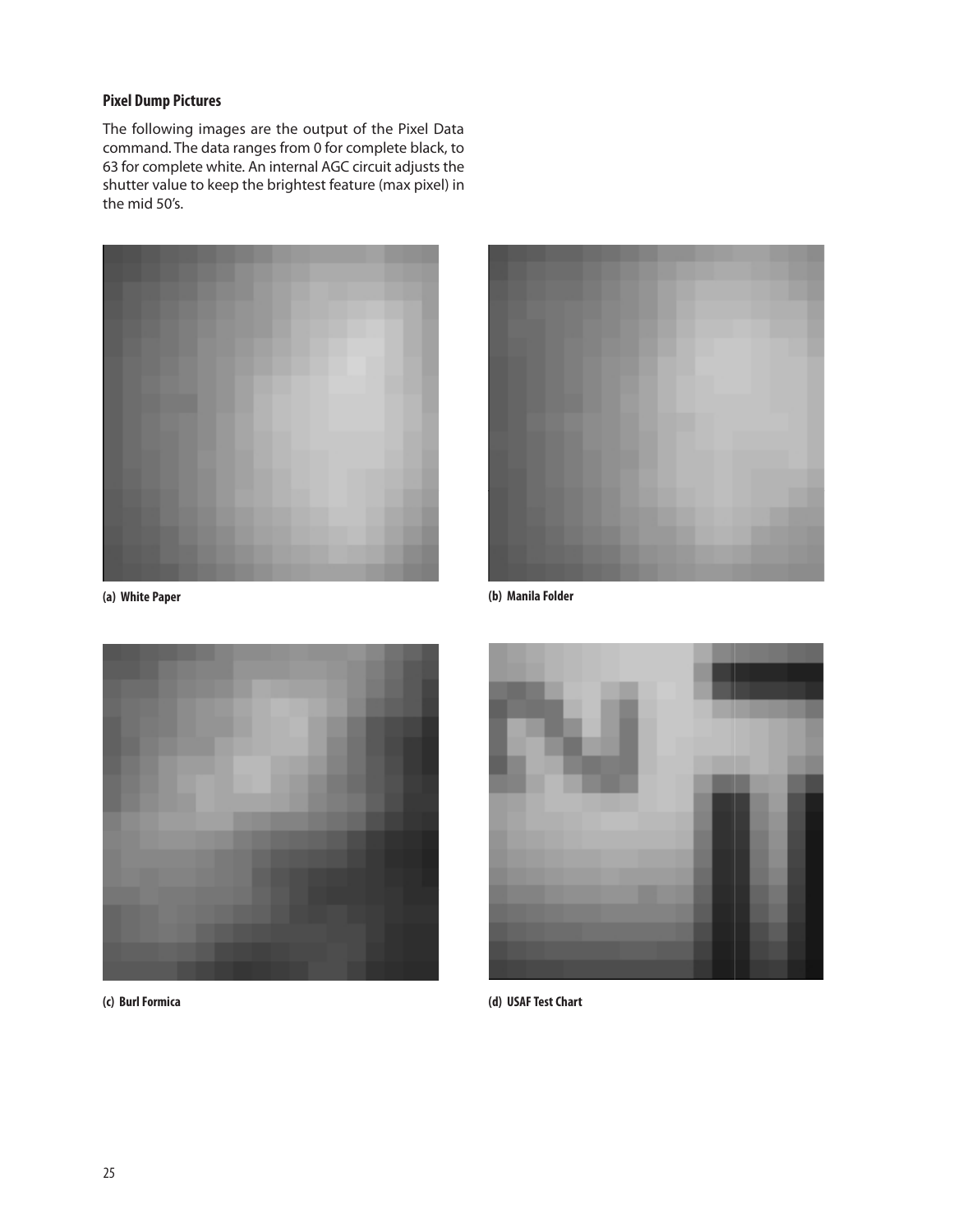### Pixel Dump Pictures

The following images are the output of the Pixel Data command. The data ranges from 0 for complete black, to 63 for complete white. An internal AGC circuit adjusts the shutter value to keep the brightest feature (max pixel) in the mid 50's.

**(a) White Paper**

**(b) Manila Folder**

**(c) Burl Formica**

**(d) USAF Test Chart**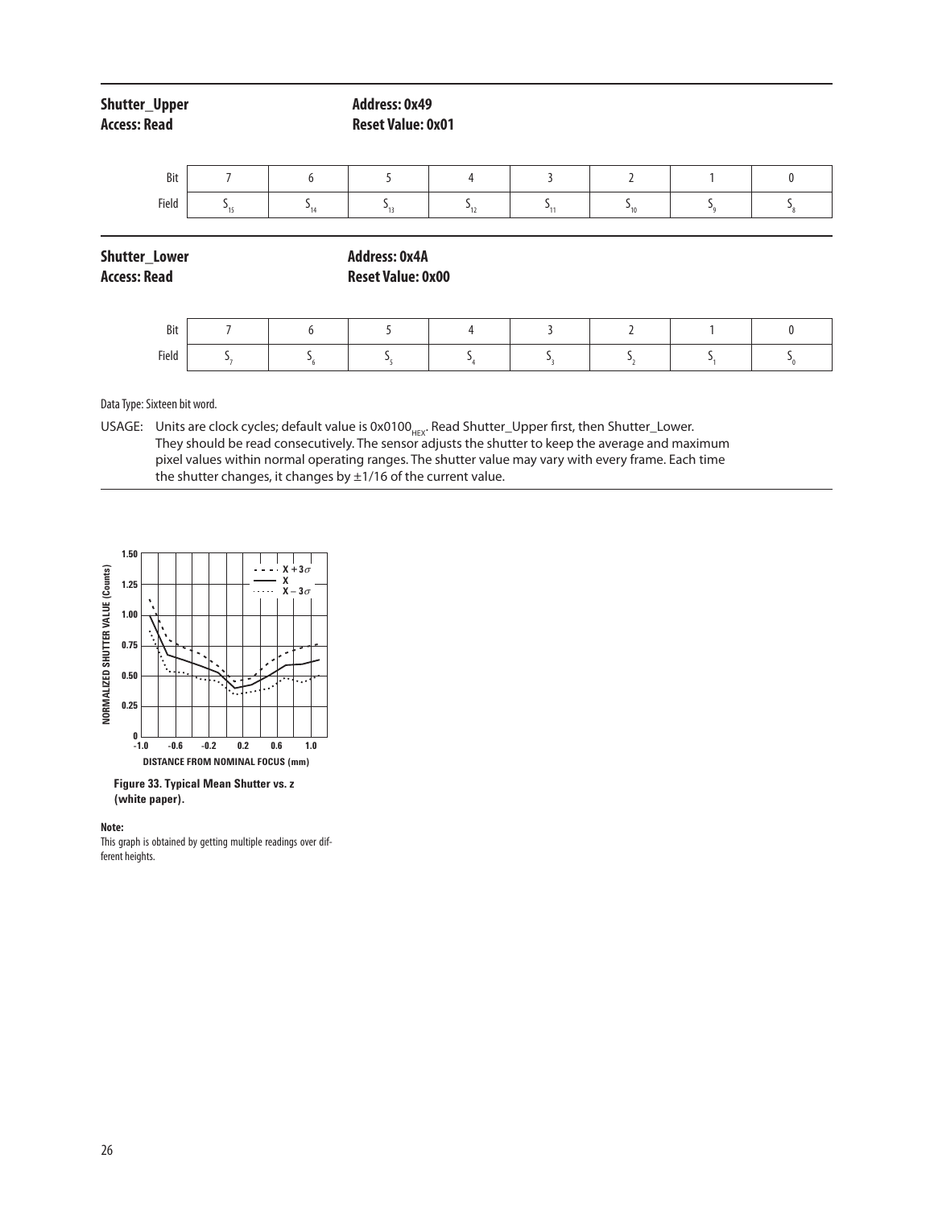**Shutter_Upper** Address: 0x49
**Access: Read** Reset Value: 0x01

| Bit | 7 | 6 | 5 | 4 | 3 | 2 | 1 | 0 |
|---|---|---|---|---|---|---|---|---|
| Field | $S_{15}$ | $S_{14}$ | $S_{13}$ | $S_{12}$ | $S_{11}$ | $S_{10}$ | $S_9$ | $S_8$ |

**Shutter_Lower** Address: 0x4A
**Access: Read** Reset Value: 0x00

| Bit | 7 | 6 | 5 | 4 | 3 | 2 | 1 | 0 |
|---|---|---|---|---|---|---|---|---|
| Field | $S_7$ | $S_6$ | $S_5$ | $S_4$ | $S_3$ | $S_2$ | $S_1$ | $S_0$ |

Data Type: Sixteen bit word.

USAGE: Units are clock cycles; default value is $0x0100_{HEX}$. Read Shutter_Upper first, then Shutter_Lower. They should be read consecutively. The sensor adjusts the shutter to keep the average and maximum pixel values within normal operating ranges. The shutter value may vary with every frame. Each time the shutter changes, it changes by ±1/16 of the current value.

**Figure 33. Typical Mean Shutter vs. z (white paper).**

**Note:**
This graph is obtained by getting multiple readings over different heights.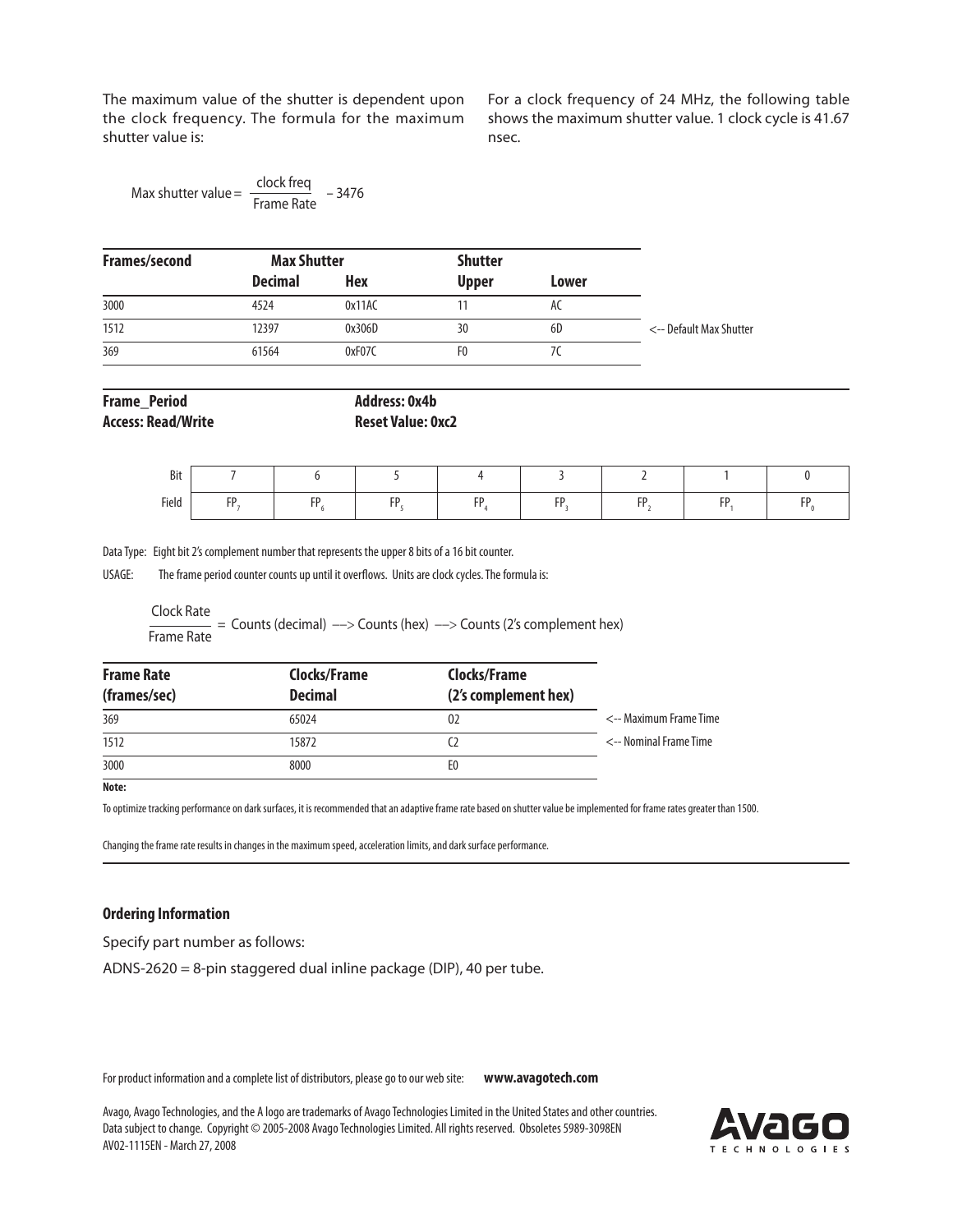The maximum value of the shutter is dependent upon the clock frequency. The formula for the maximum shutter value is:

For a clock frequency of 24 MHz, the following table shows the maximum shutter value. 1 clock cycle is 41.67 nsec.

$$\text{Max shutter value} = \frac{\text{clock freq}}{\text{Frame Rate}} - 3476$$

| Frames/second | Max Shutter | | Shutter | | |
|---|---|---|---|---|---|
| | Decimal | Hex | Upper | Lower | |
| 3000 | 4524 | 0x11AC | 11 | AC | |
| 1512 | 12397 | 0x306D | 30 | 6D | <-- Default Max Shutter |
| 369 | 61564 | 0xF07C | F0 | 7C | |

**Frame_Period**
**Address: 0x4b**
**Access: Read/Write**
**Reset Value: 0xc2**

| Bit | 7 | 6 | 5 | 4 | 3 | 2 | 1 | 0 |
|---|---|---|---|---|---|---|---|---|
| Field | $FP_7$ | $FP_6$ | $FP_5$ | $FP_4$ | $FP_3$ | $FP_2$ | $FP_1$ | $FP_0$ |

Data Type: Eight bit 2's complement number that represents the upper 8 bits of a 16 bit counter.

USAGE: The frame period counter counts up until it overflows. Units are clock cycles. The formula is:

$$\frac{\text{Clock Rate}}{\text{Frame Rate}} = \text{Counts (decimal)} \longrightarrow \text{Counts (hex)} \longrightarrow \text{Counts (2's complement hex)}$$

| Frame Rate (frames/sec) | Clocks/Frame Decimal | Clocks/Frame (2's complement hex) | |
|---|---|---|---|
| 369 | 65024 | 02 | <-- Maximum Frame Time |
| 1512 | 15872 | C2 | <-- Nominal Frame Time |
| 3000 | 8000 | E0 | |

**Note:**

To optimize tracking performance on dark surfaces, it is recommended that an adaptive frame rate based on shutter value be implemented for frame rates greater than 1500.

Changing the frame rate results in changes in the maximum speed, acceleration limits, and dark surface performance.

## Ordering Information

Specify part number as follows:

ADNS-2620 = 8-pin staggered dual inline package (DIP), 40 per tube.

For product information and a complete list of distributors, please go to our web site: **www.avagotech.com**

Avago, Avago Technologies, and the A logo are trademarks of Avago Technologies Limited in the United States and other countries.
Data subject to change. Copyright © 2005-2008 Avago Technologies Limited. All rights reserved. Obsoletes 5989-3098EN
AV02-1115EN - March 27, 2008